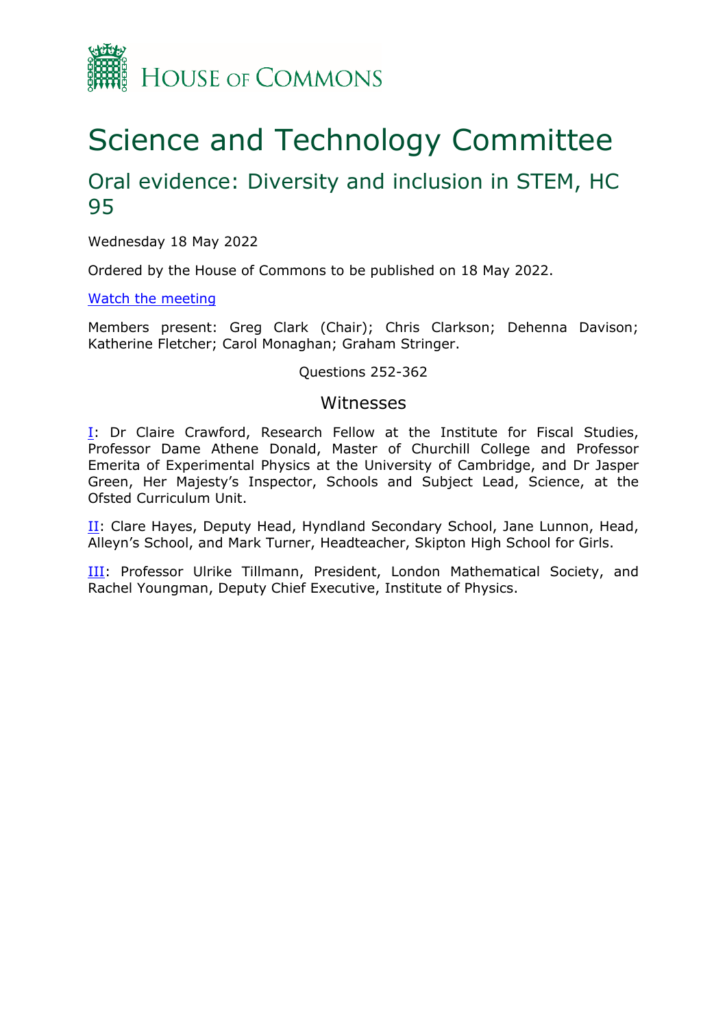# Science and Technology Committee

## Oral evidence: Diversity and inclusion in STEM, HC 95

Wednesday 18 May 2022

Ordered by the House of Commons to be published on 18 May 2022.

[Watch the meeting]

Members present: Greg Clark (Chair); Chris Clarkson; Dehenna Davison; Katherine Fletcher; Carol Monaghan; Graham Stringer.

Questions 252-362

### Witnesses

I: Dr Claire Crawford, Research Fellow at the Institute for Fiscal Studies, Professor Dame Athene Donald, Master of Churchill College and Professor Emerita of Experimental Physics at the University of Cambridge, and Dr Jasper Green, Her Majesty's Inspector, Schools and Subject Lead, Science, at the Ofsted Curriculum Unit.

II: Clare Hayes, Deputy Head, Hyndland Secondary School, Jane Lunnon, Head, Alleyn's School, and Mark Turner, Headteacher, Skipton High School for Girls.

III: Professor Ulrike Tillmann, President, London Mathematical Society, and Rachel Youngman, Deputy Chief Executive, Institute of Physics.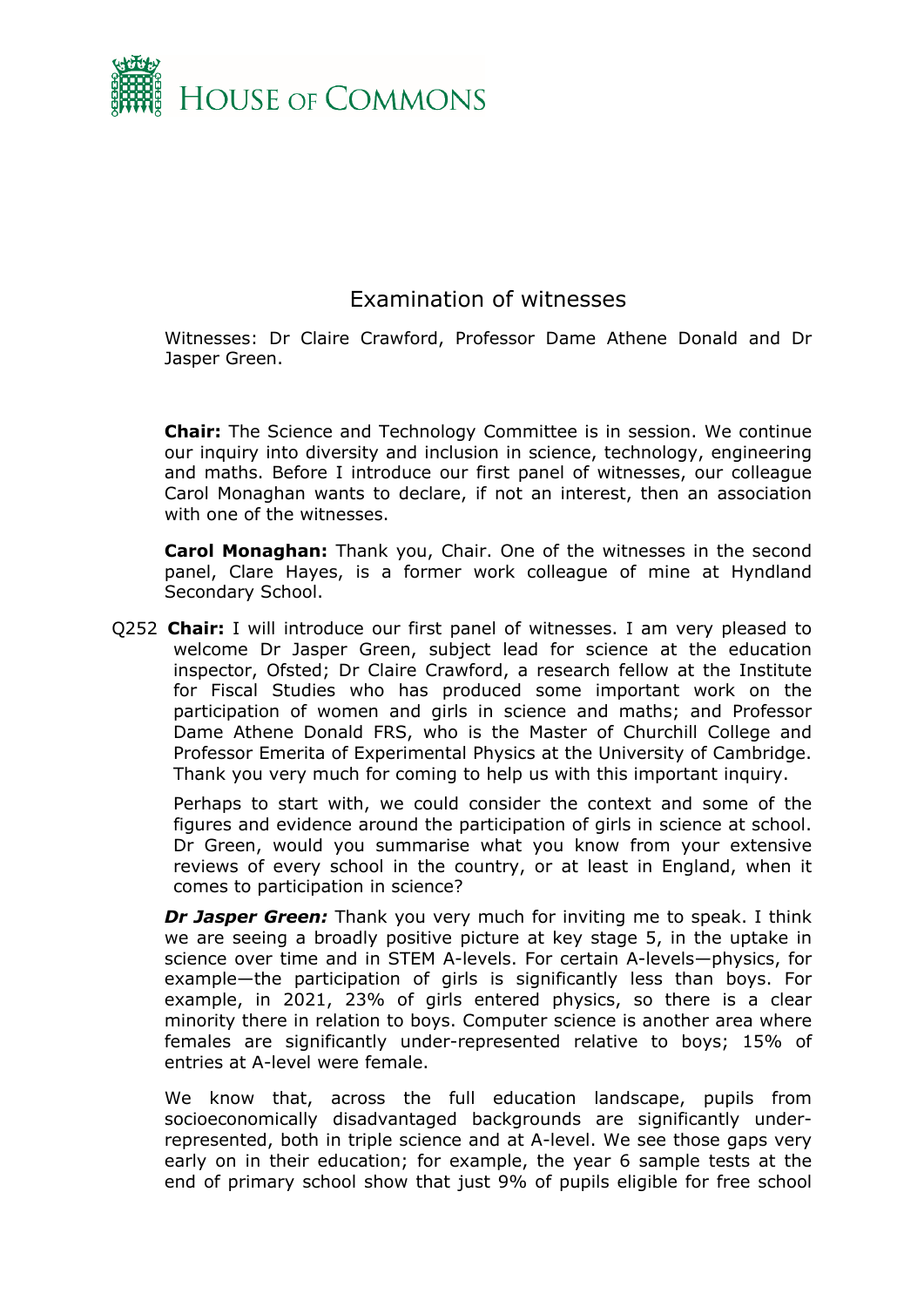# Examination of witnesses

Witnesses: Dr Claire Crawford, Professor Dame Athene Donald and Dr Jasper Green.

**Chair:** The Science and Technology Committee is in session. We continue our inquiry into diversity and inclusion in science, technology, engineering and maths. Before I introduce our first panel of witnesses, our colleague Carol Monaghan wants to declare, if not an interest, then an association with one of the witnesses.

**Carol Monaghan:** Thank you, Chair. One of the witnesses in the second panel, Clare Hayes, is a former work colleague of mine at Hyndland Secondary School.

Q252 **Chair:** I will introduce our first panel of witnesses. I am very pleased to welcome Dr Jasper Green, subject lead for science at the education inspector, Ofsted; Dr Claire Crawford, a research fellow at the Institute for Fiscal Studies who has produced some important work on the participation of women and girls in science and maths; and Professor Dame Athene Donald FRS, who is the Master of Churchill College and Professor Emerita of Experimental Physics at the University of Cambridge. Thank you very much for coming to help us with this important inquiry.

Perhaps to start with, we could consider the context and some of the figures and evidence around the participation of girls in science at school. Dr Green, would you summarise what you know from your extensive reviews of every school in the country, or at least in England, when it comes to participation in science?

***Dr Jasper Green:*** Thank you very much for inviting me to speak. I think we are seeing a broadly positive picture at key stage 5, in the uptake in science over time and in STEM A-levels. For certain A-levels—physics, for example—the participation of girls is significantly less than boys. For example, in 2021, 23% of girls entered physics, so there is a clear minority there in relation to boys. Computer science is another area where females are significantly under-represented relative to boys; 15% of entries at A-level were female.

We know that, across the full education landscape, pupils from socioeconomically disadvantaged backgrounds are significantly under-represented, both in triple science and at A-level. We see those gaps very early on in their education; for example, the year 6 sample tests at the end of primary school show that just 9% of pupils eligible for free school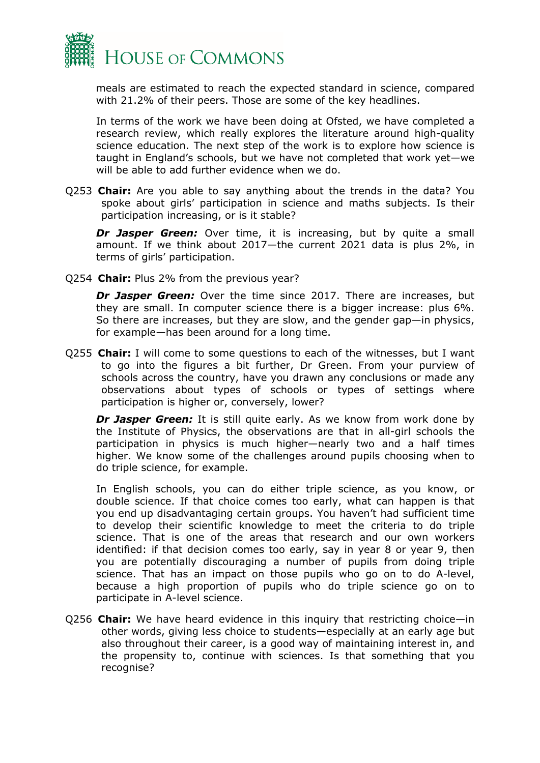meals are estimated to reach the expected standard in science, compared with 21.2% of their peers. Those are some of the key headlines.

In terms of the work we have been doing at Ofsted, we have completed a research review, which really explores the literature around high-quality science education. The next step of the work is to explore how science is taught in England's schools, but we have not completed that work yet—we will be able to add further evidence when we do.

Q253 **Chair:** Are you able to say anything about the trends in the data? You spoke about girls' participation in science and maths subjects. Is their participation increasing, or is it stable?

***Dr Jasper Green:*** Over time, it is increasing, but by quite a small amount. If we think about 2017—the current 2021 data is plus 2%, in terms of girls' participation.

Q254 **Chair:** Plus 2% from the previous year?

***Dr Jasper Green:*** Over the time since 2017. There are increases, but they are small. In computer science there is a bigger increase: plus 6%. So there are increases, but they are slow, and the gender gap—in physics, for example—has been around for a long time.

Q255 **Chair:** I will come to some questions to each of the witnesses, but I want to go into the figures a bit further, Dr Green. From your purview of schools across the country, have you drawn any conclusions or made any observations about types of schools or types of settings where participation is higher or, conversely, lower?

***Dr Jasper Green:*** It is still quite early. As we know from work done by the Institute of Physics, the observations are that in all-girl schools the participation in physics is much higher—nearly two and a half times higher. We know some of the challenges around pupils choosing when to do triple science, for example.

In English schools, you can do either triple science, as you know, or double science. If that choice comes too early, what can happen is that you end up disadvantaging certain groups. You haven't had sufficient time to develop their scientific knowledge to meet the criteria to do triple science. That is one of the areas that research and our own workers identified: if that decision comes too early, say in year 8 or year 9, then you are potentially discouraging a number of pupils from doing triple science. That has an impact on those pupils who go on to do A-level, because a high proportion of pupils who do triple science go on to participate in A-level science.

Q256 **Chair:** We have heard evidence in this inquiry that restricting choice—in other words, giving less choice to students—especially at an early age but also throughout their career, is a good way of maintaining interest in, and the propensity to, continue with sciences. Is that something that you recognise?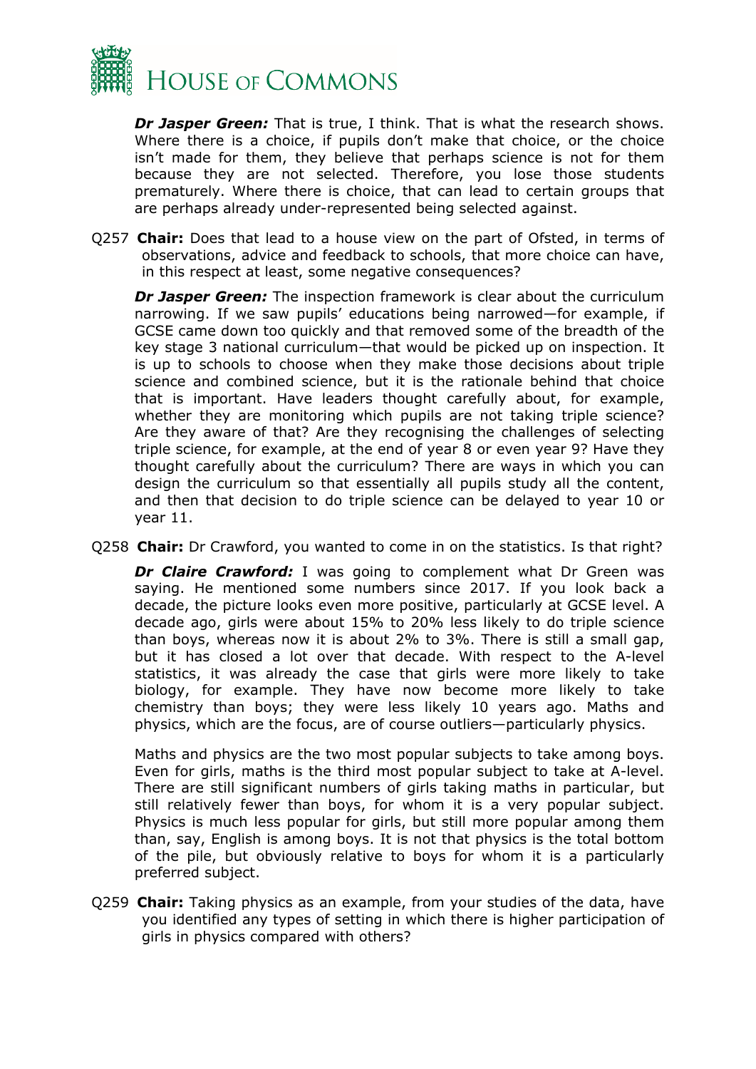***Dr Jasper Green:*** That is true, I think. That is what the research shows. Where there is a choice, if pupils don't make that choice, or the choice isn't made for them, they believe that perhaps science is not for them because they are not selected. Therefore, you lose those students prematurely. Where there is choice, that can lead to certain groups that are perhaps already under-represented being selected against.

Q257 **Chair:** Does that lead to a house view on the part of Ofsted, in terms of observations, advice and feedback to schools, that more choice can have, in this respect at least, some negative consequences?

***Dr Jasper Green:*** The inspection framework is clear about the curriculum narrowing. If we saw pupils' educations being narrowed—for example, if GCSE came down too quickly and that removed some of the breadth of the key stage 3 national curriculum—that would be picked up on inspection. It is up to schools to choose when they make those decisions about triple science and combined science, but it is the rationale behind that choice that is important. Have leaders thought carefully about, for example, whether they are monitoring which pupils are not taking triple science? Are they aware of that? Are they recognising the challenges of selecting triple science, for example, at the end of year 8 or even year 9? Have they thought carefully about the curriculum? There are ways in which you can design the curriculum so that essentially all pupils study all the content, and then that decision to do triple science can be delayed to year 10 or year 11.

Q258 **Chair:** Dr Crawford, you wanted to come in on the statistics. Is that right?

***Dr Claire Crawford:*** I was going to complement what Dr Green was saying. He mentioned some numbers since 2017. If you look back a decade, the picture looks even more positive, particularly at GCSE level. A decade ago, girls were about 15% to 20% less likely to do triple science than boys, whereas now it is about 2% to 3%. There is still a small gap, but it has closed a lot over that decade. With respect to the A-level statistics, it was already the case that girls were more likely to take biology, for example. They have now become more likely to take chemistry than boys; they were less likely 10 years ago. Maths and physics, which are the focus, are of course outliers—particularly physics.

Maths and physics are the two most popular subjects to take among boys. Even for girls, maths is the third most popular subject to take at A-level. There are still significant numbers of girls taking maths in particular, but still relatively fewer than boys, for whom it is a very popular subject. Physics is much less popular for girls, but still more popular among them than, say, English is among boys. It is not that physics is the total bottom of the pile, but obviously relative to boys for whom it is a particularly preferred subject.

Q259 **Chair:** Taking physics as an example, from your studies of the data, have you identified any types of setting in which there is higher participation of girls in physics compared with others?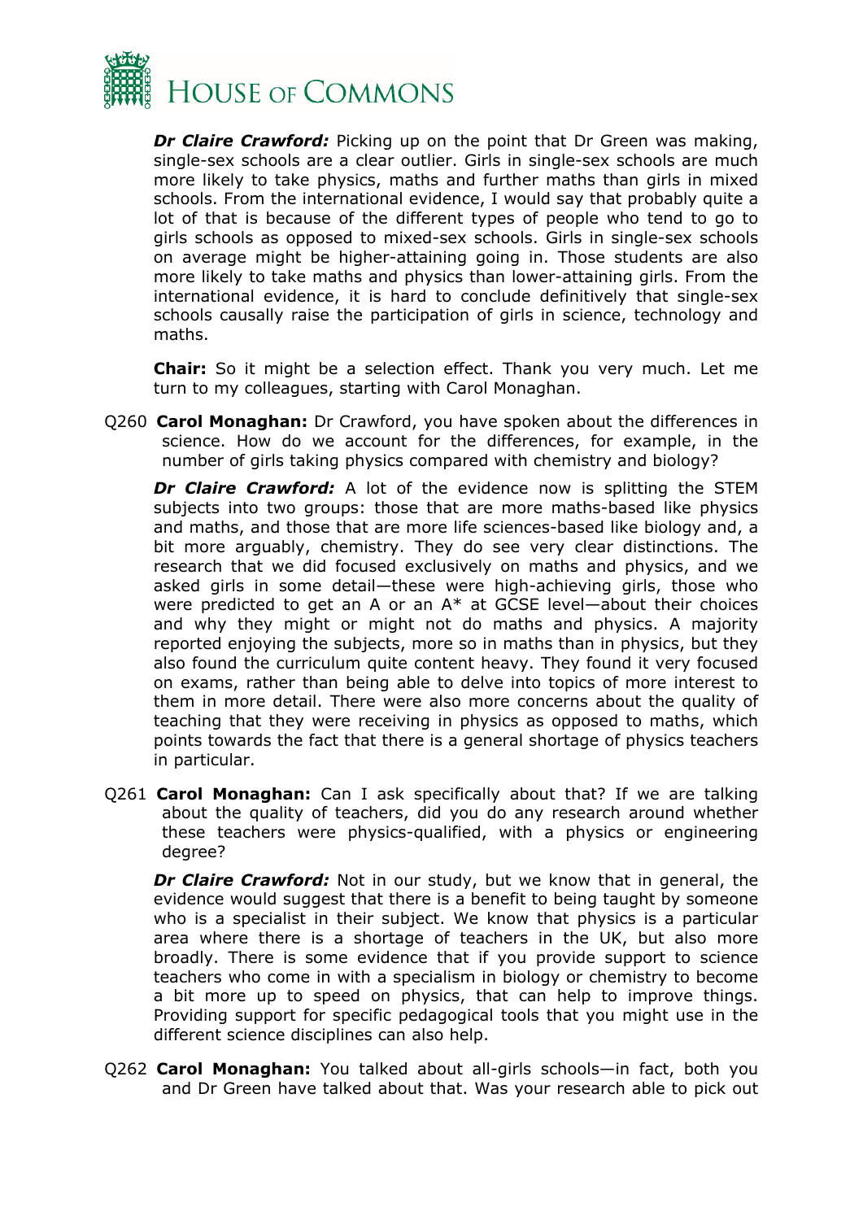***Dr Claire Crawford:*** Picking up on the point that Dr Green was making, single-sex schools are a clear outlier. Girls in single-sex schools are much more likely to take physics, maths and further maths than girls in mixed schools. From the international evidence, I would say that probably quite a lot of that is because of the different types of people who tend to go to girls schools as opposed to mixed-sex schools. Girls in single-sex schools on average might be higher-attaining going in. Those students are also more likely to take maths and physics than lower-attaining girls. From the international evidence, it is hard to conclude definitively that single-sex schools causally raise the participation of girls in science, technology and maths.

**Chair:** So it might be a selection effect. Thank you very much. Let me turn to my colleagues, starting with Carol Monaghan.

Q260 **Carol Monaghan:** Dr Crawford, you have spoken about the differences in science. How do we account for the differences, for example, in the number of girls taking physics compared with chemistry and biology?

***Dr Claire Crawford:*** A lot of the evidence now is splitting the STEM subjects into two groups: those that are more maths-based like physics and maths, and those that are more life sciences-based like biology and, a bit more arguably, chemistry. They do see very clear distinctions. The research that we did focused exclusively on maths and physics, and we asked girls in some detail—these were high-achieving girls, those who were predicted to get an A or an A* at GCSE level—about their choices and why they might or might not do maths and physics. A majority reported enjoying the subjects, more so in maths than in physics, but they also found the curriculum quite content heavy. They found it very focused on exams, rather than being able to delve into topics of more interest to them in more detail. There were also more concerns about the quality of teaching that they were receiving in physics as opposed to maths, which points towards the fact that there is a general shortage of physics teachers in particular.

Q261 **Carol Monaghan:** Can I ask specifically about that? If we are talking about the quality of teachers, did you do any research around whether these teachers were physics-qualified, with a physics or engineering degree?

***Dr Claire Crawford:*** Not in our study, but we know that in general, the evidence would suggest that there is a benefit to being taught by someone who is a specialist in their subject. We know that physics is a particular area where there is a shortage of teachers in the UK, but also more broadly. There is some evidence that if you provide support to science teachers who come in with a specialism in biology or chemistry to become a bit more up to speed on physics, that can help to improve things. Providing support for specific pedagogical tools that you might use in the different science disciplines can also help.

Q262 **Carol Monaghan:** You talked about all-girls schools—in fact, both you and Dr Green have talked about that. Was your research able to pick out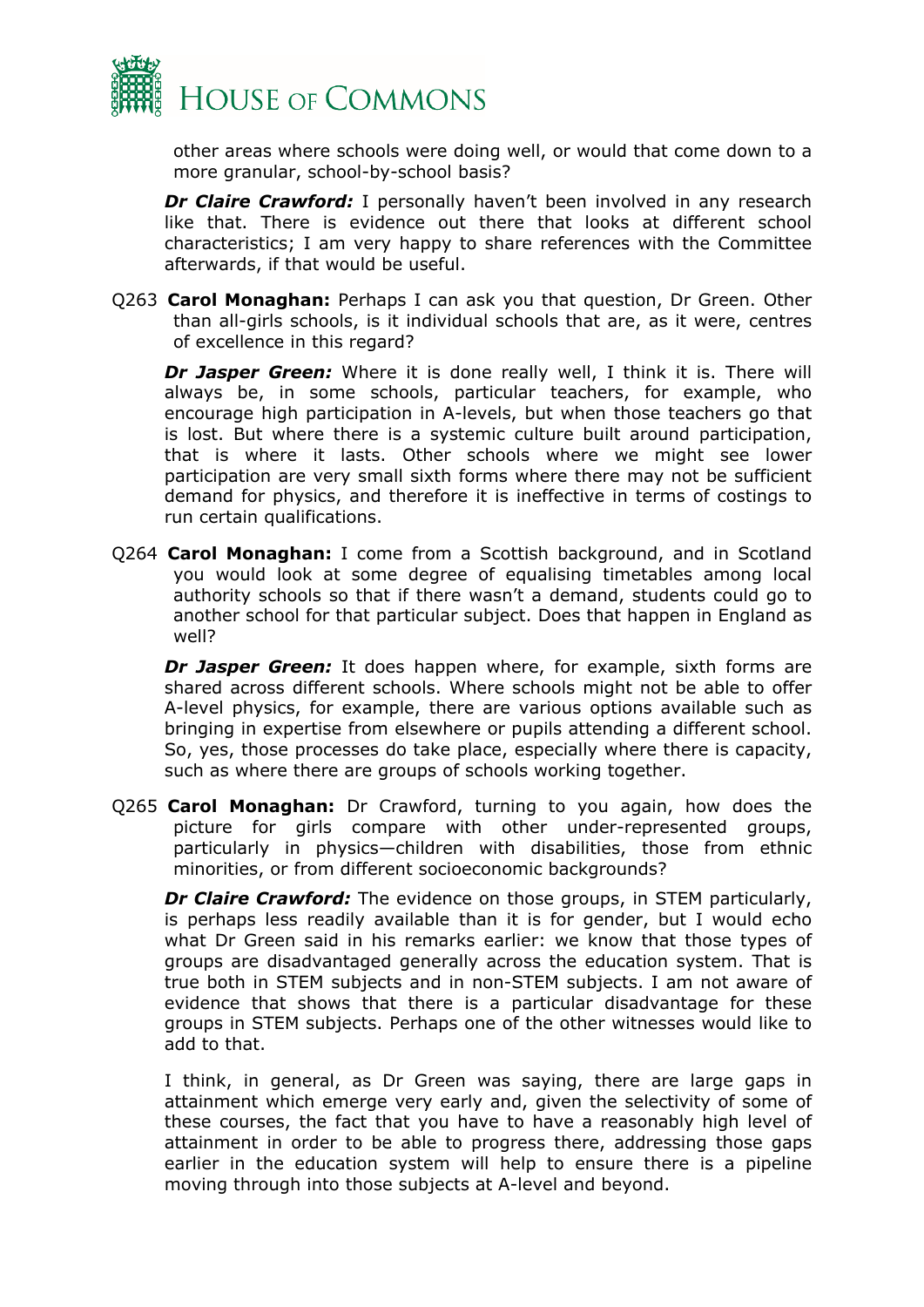other areas where schools were doing well, or would that come down to a more granular, school-by-school basis?

***Dr Claire Crawford:*** I personally haven't been involved in any research like that. There is evidence out there that looks at different school characteristics; I am very happy to share references with the Committee afterwards, if that would be useful.

Q263 **Carol Monaghan:** Perhaps I can ask you that question, Dr Green. Other than all-girls schools, is it individual schools that are, as it were, centres of excellence in this regard?

***Dr Jasper Green:*** Where it is done really well, I think it is. There will always be, in some schools, particular teachers, for example, who encourage high participation in A-levels, but when those teachers go that is lost. But where there is a systemic culture built around participation, that is where it lasts. Other schools where we might see lower participation are very small sixth forms where there may not be sufficient demand for physics, and therefore it is ineffective in terms of costings to run certain qualifications.

Q264 **Carol Monaghan:** I come from a Scottish background, and in Scotland you would look at some degree of equalising timetables among local authority schools so that if there wasn't a demand, students could go to another school for that particular subject. Does that happen in England as well?

***Dr Jasper Green:*** It does happen where, for example, sixth forms are shared across different schools. Where schools might not be able to offer A-level physics, for example, there are various options available such as bringing in expertise from elsewhere or pupils attending a different school. So, yes, those processes do take place, especially where there is capacity, such as where there are groups of schools working together.

Q265 **Carol Monaghan:** Dr Crawford, turning to you again, how does the picture for girls compare with other under-represented groups, particularly in physics—children with disabilities, those from ethnic minorities, or from different socioeconomic backgrounds?

***Dr Claire Crawford:*** The evidence on those groups, in STEM particularly, is perhaps less readily available than it is for gender, but I would echo what Dr Green said in his remarks earlier: we know that those types of groups are disadvantaged generally across the education system. That is true both in STEM subjects and in non-STEM subjects. I am not aware of evidence that shows that there is a particular disadvantage for these groups in STEM subjects. Perhaps one of the other witnesses would like to add to that.

I think, in general, as Dr Green was saying, there are large gaps in attainment which emerge very early and, given the selectivity of some of these courses, the fact that you have to have a reasonably high level of attainment in order to be able to progress there, addressing those gaps earlier in the education system will help to ensure there is a pipeline moving through into those subjects at A-level and beyond.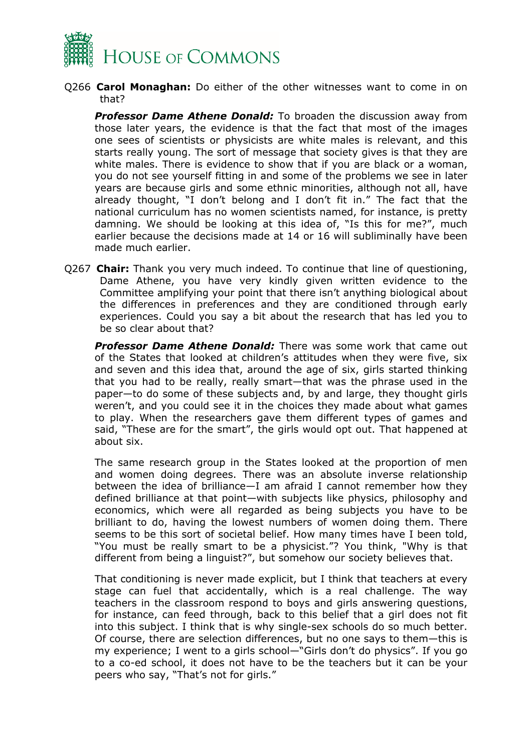Q266 **Carol Monaghan:** Do either of the other witnesses want to come in on that?

***Professor Dame Athene Donald:*** To broaden the discussion away from those later years, the evidence is that the fact that most of the images one sees of scientists or physicists are white males is relevant, and this starts really young. The sort of message that society gives is that they are white males. There is evidence to show that if you are black or a woman, you do not see yourself fitting in and some of the problems we see in later years are because girls and some ethnic minorities, although not all, have already thought, "I don't belong and I don't fit in." The fact that the national curriculum has no women scientists named, for instance, is pretty damning. We should be looking at this idea of, "Is this for me?", much earlier because the decisions made at 14 or 16 will subliminally have been made much earlier.

Q267 **Chair:** Thank you very much indeed. To continue that line of questioning, Dame Athene, you have very kindly given written evidence to the Committee amplifying your point that there isn't anything biological about the differences in preferences and they are conditioned through early experiences. Could you say a bit about the research that has led you to be so clear about that?

***Professor Dame Athene Donald:*** There was some work that came out of the States that looked at children's attitudes when they were five, six and seven and this idea that, around the age of six, girls started thinking that you had to be really, really smart—that was the phrase used in the paper—to do some of these subjects and, by and large, they thought girls weren't, and you could see it in the choices they made about what games to play. When the researchers gave them different types of games and said, "These are for the smart", the girls would opt out. That happened at about six.

The same research group in the States looked at the proportion of men and women doing degrees. There was an absolute inverse relationship between the idea of brilliance—I am afraid I cannot remember how they defined brilliance at that point—with subjects like physics, philosophy and economics, which were all regarded as being subjects you have to be brilliant to do, having the lowest numbers of women doing them. There seems to be this sort of societal belief. How many times have I been told, "You must be really smart to be a physicist."? You think, "Why is that different from being a linguist?", but somehow our society believes that.

That conditioning is never made explicit, but I think that teachers at every stage can fuel that accidentally, which is a real challenge. The way teachers in the classroom respond to boys and girls answering questions, for instance, can feed through, back to this belief that a girl does not fit into this subject. I think that is why single-sex schools do so much better. Of course, there are selection differences, but no one says to them—this is my experience; I went to a girls school—"Girls don't do physics". If you go to a co-ed school, it does not have to be the teachers but it can be your peers who say, "That's not for girls."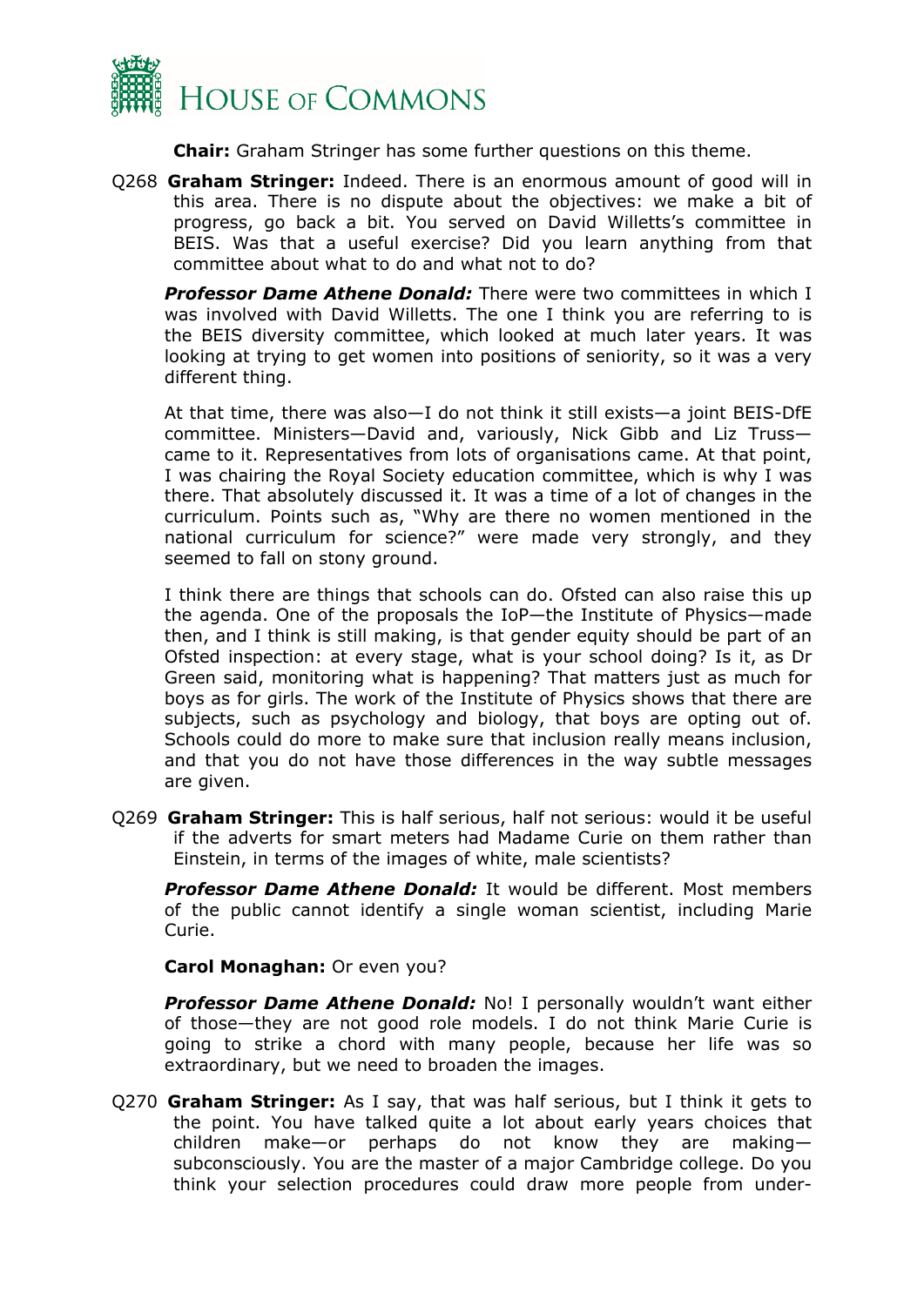**Chair:** Graham Stringer has some further questions on this theme.

Q268 **Graham Stringer:** Indeed. There is an enormous amount of good will in this area. There is no dispute about the objectives: we make a bit of progress, go back a bit. You served on David Willetts's committee in BEIS. Was that a useful exercise? Did you learn anything from that committee about what to do and what not to do?

***Professor Dame Athene Donald:*** There were two committees in which I was involved with David Willetts. The one I think you are referring to is the BEIS diversity committee, which looked at much later years. It was looking at trying to get women into positions of seniority, so it was a very different thing.

At that time, there was also—I do not think it still exists—a joint BEIS-DfE committee. Ministers—David and, variously, Nick Gibb and Liz Truss—came to it. Representatives from lots of organisations came. At that point, I was chairing the Royal Society education committee, which is why I was there. That absolutely discussed it. It was a time of a lot of changes in the curriculum. Points such as, "Why are there no women mentioned in the national curriculum for science?" were made very strongly, and they seemed to fall on stony ground.

I think there are things that schools can do. Ofsted can also raise this up the agenda. One of the proposals the IoP—the Institute of Physics—made then, and I think is still making, is that gender equity should be part of an Ofsted inspection: at every stage, what is your school doing? Is it, as Dr Green said, monitoring what is happening? That matters just as much for boys as for girls. The work of the Institute of Physics shows that there are subjects, such as psychology and biology, that boys are opting out of. Schools could do more to make sure that inclusion really means inclusion, and that you do not have those differences in the way subtle messages are given.

Q269 **Graham Stringer:** This is half serious, half not serious: would it be useful if the adverts for smart meters had Madame Curie on them rather than Einstein, in terms of the images of white, male scientists?

***Professor Dame Athene Donald:*** It would be different. Most members of the public cannot identify a single woman scientist, including Marie Curie.

**Carol Monaghan:** Or even you?

***Professor Dame Athene Donald:*** No! I personally wouldn't want either of those—they are not good role models. I do not think Marie Curie is going to strike a chord with many people, because her life was so extraordinary, but we need to broaden the images.

Q270 **Graham Stringer:** As I say, that was half serious, but I think it gets to the point. You have talked quite a lot about early years choices that children make—or perhaps do not know they are making—subconsciously. You are the master of a major Cambridge college. Do you think your selection procedures could draw more people from under-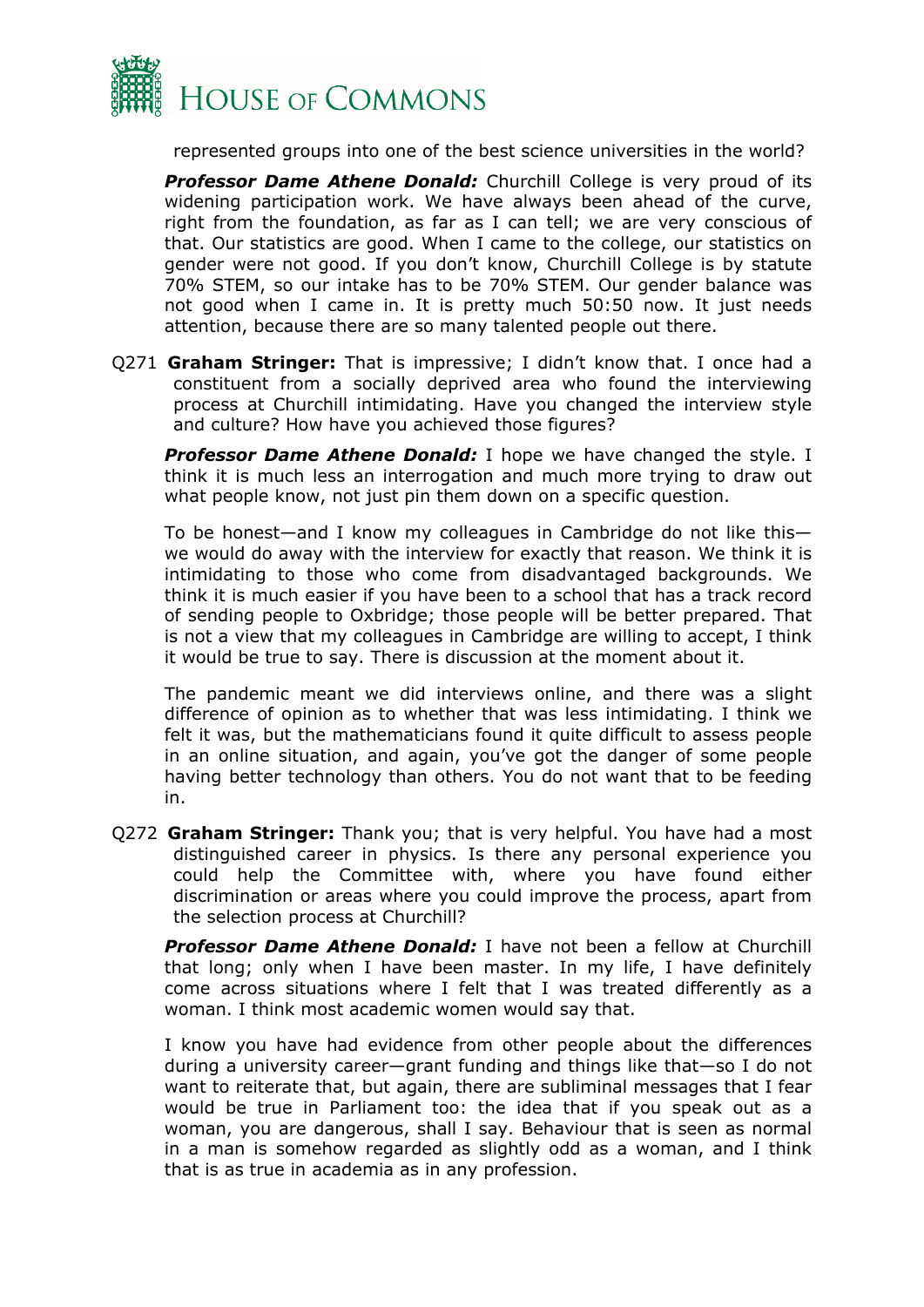represented groups into one of the best science universities in the world?

***Professor Dame Athene Donald:*** Churchill College is very proud of its widening participation work. We have always been ahead of the curve, right from the foundation, as far as I can tell; we are very conscious of that. Our statistics are good. When I came to the college, our statistics on gender were not good. If you don't know, Churchill College is by statute 70% STEM, so our intake has to be 70% STEM. Our gender balance was not good when I came in. It is pretty much 50:50 now. It just needs attention, because there are so many talented people out there.

Q271 **Graham Stringer:** That is impressive; I didn't know that. I once had a constituent from a socially deprived area who found the interviewing process at Churchill intimidating. Have you changed the interview style and culture? How have you achieved those figures?

***Professor Dame Athene Donald:*** I hope we have changed the style. I think it is much less an interrogation and much more trying to draw out what people know, not just pin them down on a specific question.

To be honest—and I know my colleagues in Cambridge do not like this—we would do away with the interview for exactly that reason. We think it is intimidating to those who come from disadvantaged backgrounds. We think it is much easier if you have been to a school that has a track record of sending people to Oxbridge; those people will be better prepared. That is not a view that my colleagues in Cambridge are willing to accept, I think it would be true to say. There is discussion at the moment about it.

The pandemic meant we did interviews online, and there was a slight difference of opinion as to whether that was less intimidating. I think we felt it was, but the mathematicians found it quite difficult to assess people in an online situation, and again, you've got the danger of some people having better technology than others. You do not want that to be feeding in.

Q272 **Graham Stringer:** Thank you; that is very helpful. You have had a most distinguished career in physics. Is there any personal experience you could help the Committee with, where you have found either discrimination or areas where you could improve the process, apart from the selection process at Churchill?

***Professor Dame Athene Donald:*** I have not been a fellow at Churchill that long; only when I have been master. In my life, I have definitely come across situations where I felt that I was treated differently as a woman. I think most academic women would say that.

I know you have had evidence from other people about the differences during a university career—grant funding and things like that—so I do not want to reiterate that, but again, there are subliminal messages that I fear would be true in Parliament too: the idea that if you speak out as a woman, you are dangerous, shall I say. Behaviour that is seen as normal in a man is somehow regarded as slightly odd as a woman, and I think that is as true in academia as in any profession.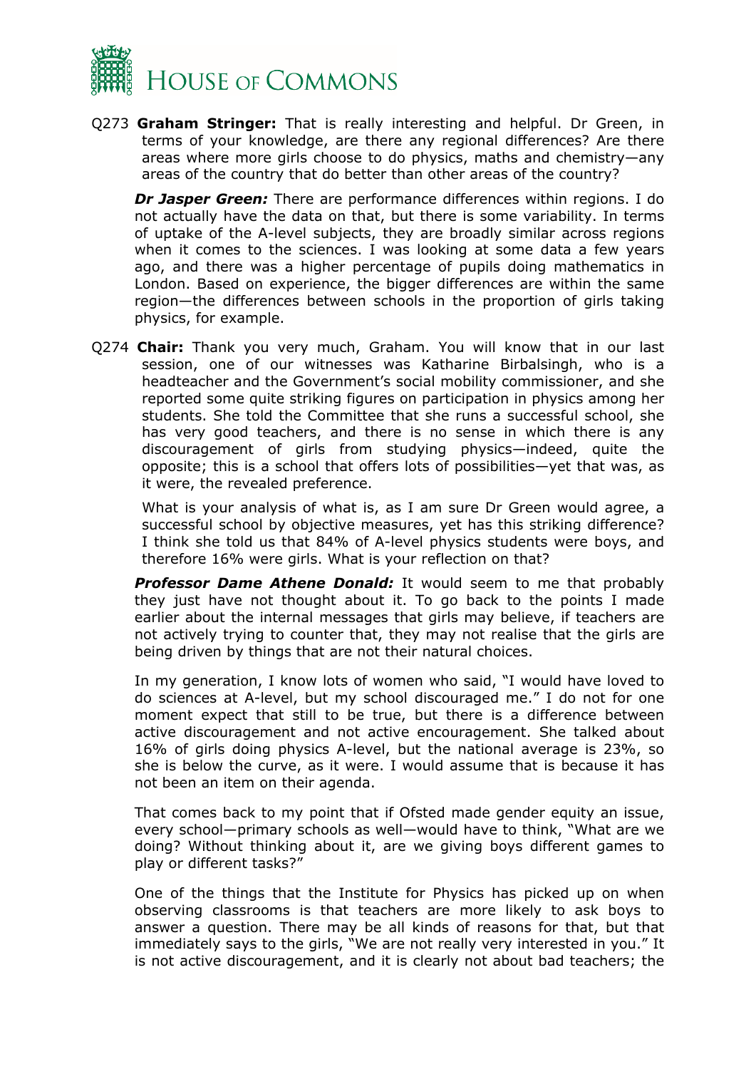Q273 **Graham Stringer:** That is really interesting and helpful. Dr Green, in terms of your knowledge, are there any regional differences? Are there areas where more girls choose to do physics, maths and chemistry—any areas of the country that do better than other areas of the country?

***Dr Jasper Green:*** There are performance differences within regions. I do not actually have the data on that, but there is some variability. In terms of uptake of the A-level subjects, they are broadly similar across regions when it comes to the sciences. I was looking at some data a few years ago, and there was a higher percentage of pupils doing mathematics in London. Based on experience, the bigger differences are within the same region—the differences between schools in the proportion of girls taking physics, for example.

Q274 **Chair:** Thank you very much, Graham. You will know that in our last session, one of our witnesses was Katharine Birbalsingh, who is a headteacher and the Government's social mobility commissioner, and she reported some quite striking figures on participation in physics among her students. She told the Committee that she runs a successful school, she has very good teachers, and there is no sense in which there is any discouragement of girls from studying physics—indeed, quite the opposite; this is a school that offers lots of possibilities—yet that was, as it were, the revealed preference.

What is your analysis of what is, as I am sure Dr Green would agree, a successful school by objective measures, yet has this striking difference? I think she told us that 84% of A-level physics students were boys, and therefore 16% were girls. What is your reflection on that?

***Professor Dame Athene Donald:*** It would seem to me that probably they just have not thought about it. To go back to the points I made earlier about the internal messages that girls may believe, if teachers are not actively trying to counter that, they may not realise that the girls are being driven by things that are not their natural choices.

In my generation, I know lots of women who said, "I would have loved to do sciences at A-level, but my school discouraged me." I do not for one moment expect that still to be true, but there is a difference between active discouragement and not active encouragement. She talked about 16% of girls doing physics A-level, but the national average is 23%, so she is below the curve, as it were. I would assume that is because it has not been an item on their agenda.

That comes back to my point that if Ofsted made gender equity an issue, every school—primary schools as well—would have to think, "What are we doing? Without thinking about it, are we giving boys different games to play or different tasks?"

One of the things that the Institute for Physics has picked up on when observing classrooms is that teachers are more likely to ask boys to answer a question. There may be all kinds of reasons for that, but that immediately says to the girls, "We are not really very interested in you." It is not active discouragement, and it is clearly not about bad teachers; the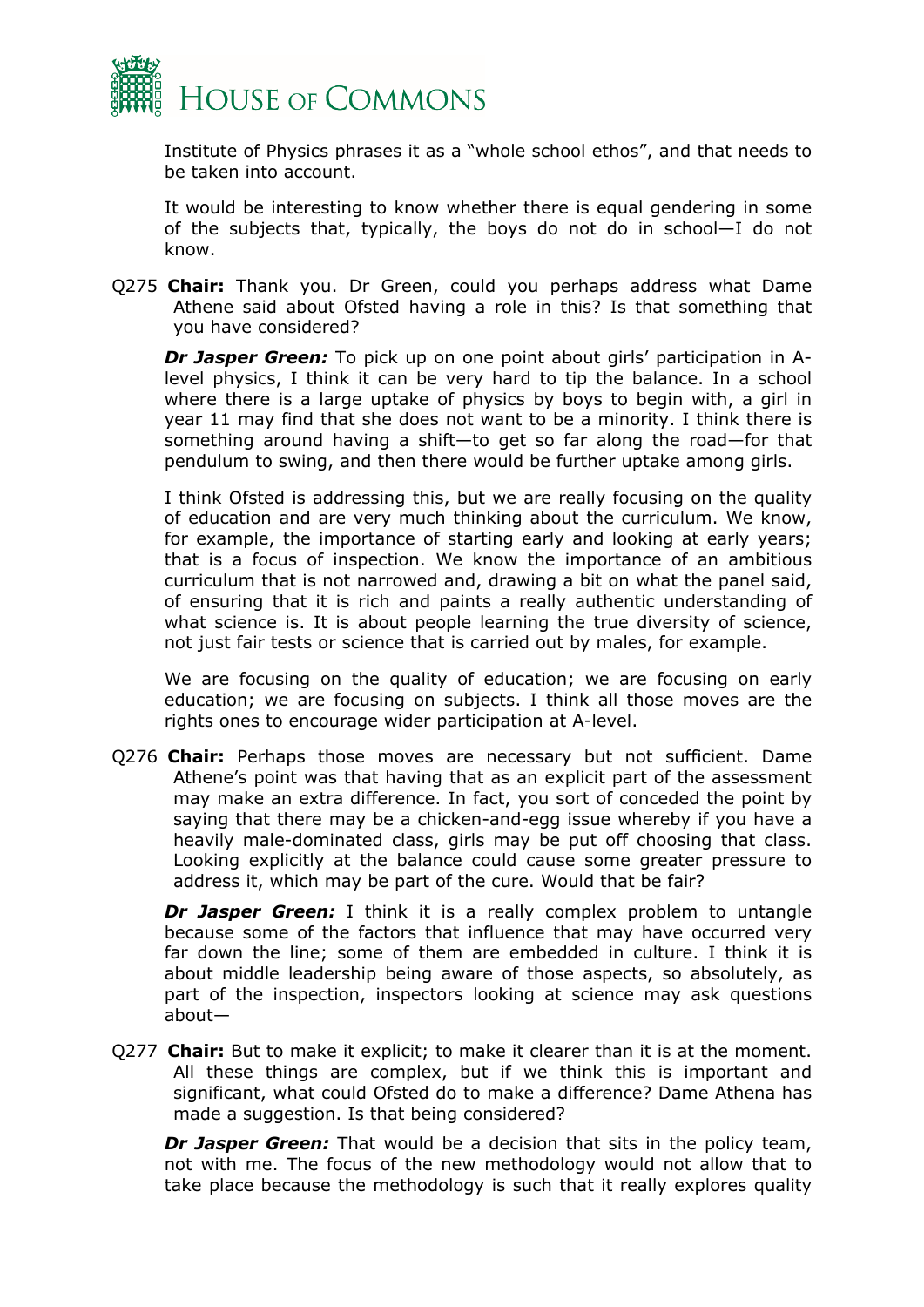Institute of Physics phrases it as a "whole school ethos", and that needs to be taken into account.

It would be interesting to know whether there is equal gendering in some of the subjects that, typically, the boys do not do in school—I do not know.

Q275 **Chair:** Thank you. Dr Green, could you perhaps address what Dame Athene said about Ofsted having a role in this? Is that something that you have considered?

***Dr Jasper Green:*** To pick up on one point about girls' participation in A-level physics, I think it can be very hard to tip the balance. In a school where there is a large uptake of physics by boys to begin with, a girl in year 11 may find that she does not want to be a minority. I think there is something around having a shift—to get so far along the road—for that pendulum to swing, and then there would be further uptake among girls.

I think Ofsted is addressing this, but we are really focusing on the quality of education and are very much thinking about the curriculum. We know, for example, the importance of starting early and looking at early years; that is a focus of inspection. We know the importance of an ambitious curriculum that is not narrowed and, drawing a bit on what the panel said, of ensuring that it is rich and paints a really authentic understanding of what science is. It is about people learning the true diversity of science, not just fair tests or science that is carried out by males, for example.

We are focusing on the quality of education; we are focusing on early education; we are focusing on subjects. I think all those moves are the rights ones to encourage wider participation at A-level.

Q276 **Chair:** Perhaps those moves are necessary but not sufficient. Dame Athene's point was that having that as an explicit part of the assessment may make an extra difference. In fact, you sort of conceded the point by saying that there may be a chicken-and-egg issue whereby if you have a heavily male-dominated class, girls may be put off choosing that class. Looking explicitly at the balance could cause some greater pressure to address it, which may be part of the cure. Would that be fair?

***Dr Jasper Green:*** I think it is a really complex problem to untangle because some of the factors that influence that may have occurred very far down the line; some of them are embedded in culture. I think it is about middle leadership being aware of those aspects, so absolutely, as part of the inspection, inspectors looking at science may ask questions about—

Q277 **Chair:** But to make it explicit; to make it clearer than it is at the moment. All these things are complex, but if we think this is important and significant, what could Ofsted do to make a difference? Dame Athena has made a suggestion. Is that being considered?

***Dr Jasper Green:*** That would be a decision that sits in the policy team, not with me. The focus of the new methodology would not allow that to take place because the methodology is such that it really explores quality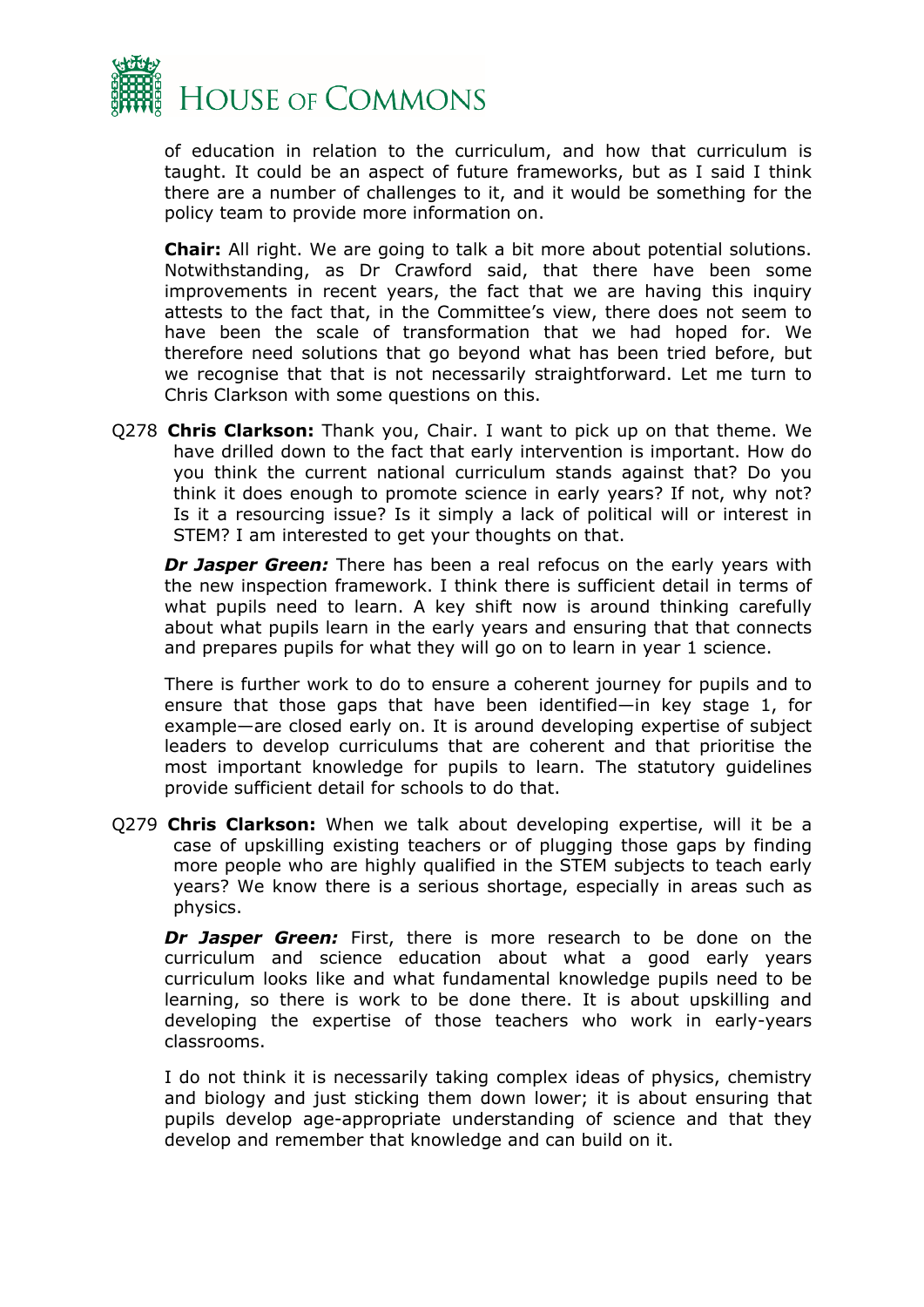of education in relation to the curriculum, and how that curriculum is taught. It could be an aspect of future frameworks, but as I said I think there are a number of challenges to it, and it would be something for the policy team to provide more information on.

**Chair:** All right. We are going to talk a bit more about potential solutions. Notwithstanding, as Dr Crawford said, that there have been some improvements in recent years, the fact that we are having this inquiry attests to the fact that, in the Committee's view, there does not seem to have been the scale of transformation that we had hoped for. We therefore need solutions that go beyond what has been tried before, but we recognise that that is not necessarily straightforward. Let me turn to Chris Clarkson with some questions on this.

Q278 **Chris Clarkson:** Thank you, Chair. I want to pick up on that theme. We have drilled down to the fact that early intervention is important. How do you think the current national curriculum stands against that? Do you think it does enough to promote science in early years? If not, why not? Is it a resourcing issue? Is it simply a lack of political will or interest in STEM? I am interested to get your thoughts on that.

***Dr Jasper Green:*** There has been a real refocus on the early years with the new inspection framework. I think there is sufficient detail in terms of what pupils need to learn. A key shift now is around thinking carefully about what pupils learn in the early years and ensuring that that connects and prepares pupils for what they will go on to learn in year 1 science.

There is further work to do to ensure a coherent journey for pupils and to ensure that those gaps that have been identified—in key stage 1, for example—are closed early on. It is around developing expertise of subject leaders to develop curriculums that are coherent and that prioritise the most important knowledge for pupils to learn. The statutory guidelines provide sufficient detail for schools to do that.

Q279 **Chris Clarkson:** When we talk about developing expertise, will it be a case of upskilling existing teachers or of plugging those gaps by finding more people who are highly qualified in the STEM subjects to teach early years? We know there is a serious shortage, especially in areas such as physics.

***Dr Jasper Green:*** First, there is more research to be done on the curriculum and science education about what a good early years curriculum looks like and what fundamental knowledge pupils need to be learning, so there is work to be done there. It is about upskilling and developing the expertise of those teachers who work in early-years classrooms.

I do not think it is necessarily taking complex ideas of physics, chemistry and biology and just sticking them down lower; it is about ensuring that pupils develop age-appropriate understanding of science and that they develop and remember that knowledge and can build on it.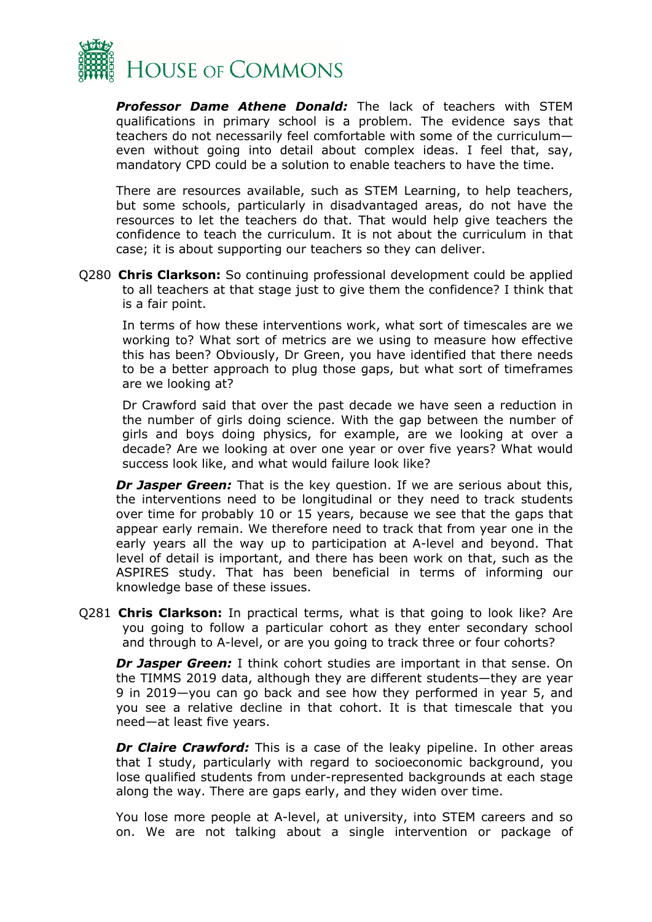***Professor Dame Athene Donald:*** The lack of teachers with STEM qualifications in primary school is a problem. The evidence says that teachers do not necessarily feel comfortable with some of the curriculum—even without going into detail about complex ideas. I feel that, say, mandatory CPD could be a solution to enable teachers to have the time.

There are resources available, such as STEM Learning, to help teachers, but some schools, particularly in disadvantaged areas, do not have the resources to let the teachers do that. That would help give teachers the confidence to teach the curriculum. It is not about the curriculum in that case; it is about supporting our teachers so they can deliver.

Q280 **Chris Clarkson:** So continuing professional development could be applied to all teachers at that stage just to give them the confidence? I think that is a fair point.

In terms of how these interventions work, what sort of timescales are we working to? What sort of metrics are we using to measure how effective this has been? Obviously, Dr Green, you have identified that there needs to be a better approach to plug those gaps, but what sort of timeframes are we looking at?

Dr Crawford said that over the past decade we have seen a reduction in the number of girls doing science. With the gap between the number of girls and boys doing physics, for example, are we looking at over a decade? Are we looking at over one year or over five years? What would success look like, and what would failure look like?

***Dr Jasper Green:*** That is the key question. If we are serious about this, the interventions need to be longitudinal or they need to track students over time for probably 10 or 15 years, because we see that the gaps that appear early remain. We therefore need to track that from year one in the early years all the way up to participation at A-level and beyond. That level of detail is important, and there has been work on that, such as the ASPIRES study. That has been beneficial in terms of informing our knowledge base of these issues.

Q281 **Chris Clarkson:** In practical terms, what is that going to look like? Are you going to follow a particular cohort as they enter secondary school and through to A-level, or are you going to track three or four cohorts?

***Dr Jasper Green:*** I think cohort studies are important in that sense. On the TIMMS 2019 data, although they are different students—they are year 9 in 2019—you can go back and see how they performed in year 5, and you see a relative decline in that cohort. It is that timescale that you need—at least five years.

***Dr Claire Crawford:*** This is a case of the leaky pipeline. In other areas that I study, particularly with regard to socioeconomic background, you lose qualified students from under-represented backgrounds at each stage along the way. There are gaps early, and they widen over time.

You lose more people at A-level, at university, into STEM careers and so on. We are not talking about a single intervention or package of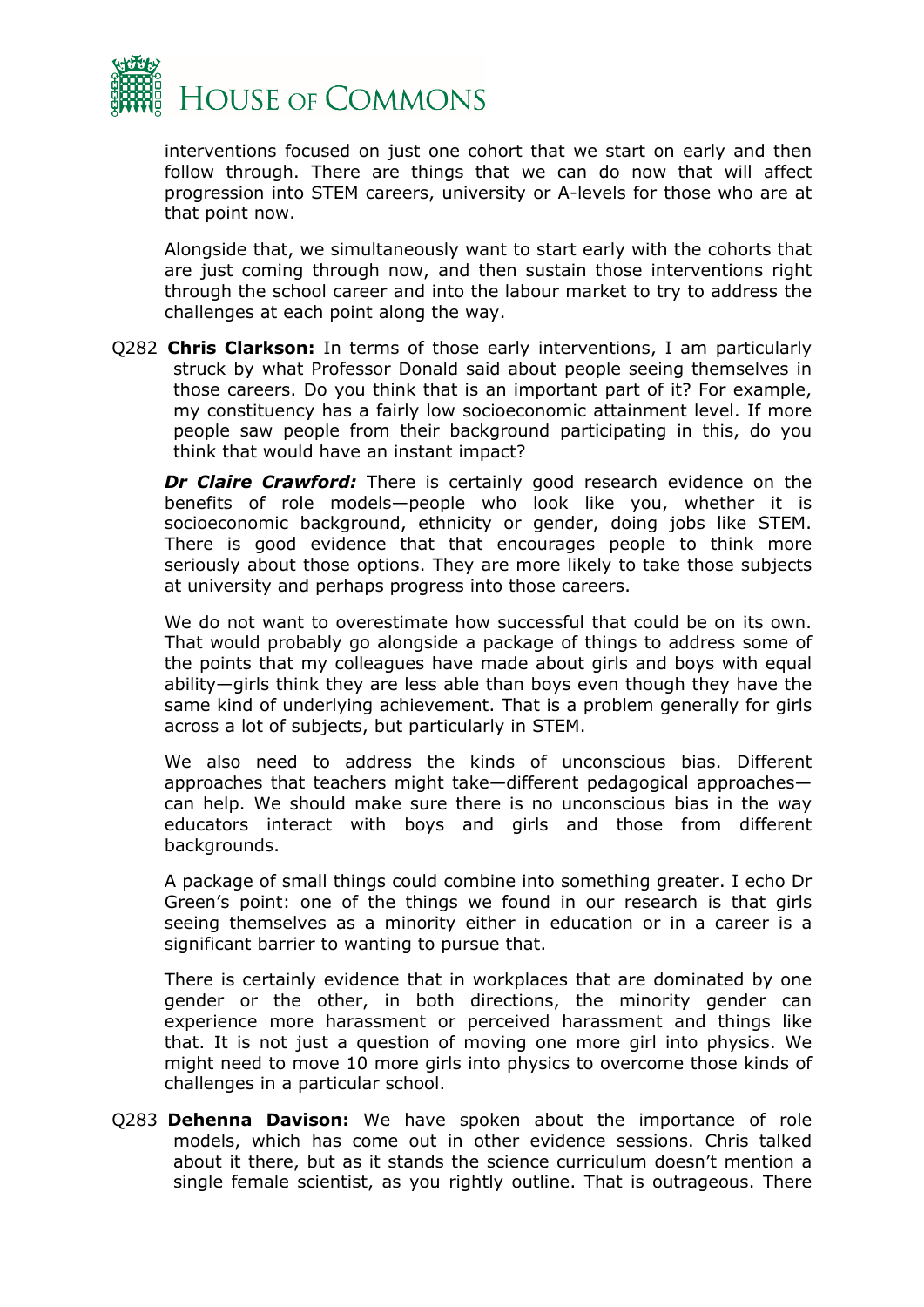interventions focused on just one cohort that we start on early and then follow through. There are things that we can do now that will affect progression into STEM careers, university or A-levels for those who are at that point now.

Alongside that, we simultaneously want to start early with the cohorts that are just coming through now, and then sustain those interventions right through the school career and into the labour market to try to address the challenges at each point along the way.

Q282 **Chris Clarkson:** In terms of those early interventions, I am particularly struck by what Professor Donald said about people seeing themselves in those careers. Do you think that is an important part of it? For example, my constituency has a fairly low socioeconomic attainment level. If more people saw people from their background participating in this, do you think that would have an instant impact?

***Dr Claire Crawford:*** There is certainly good research evidence on the benefits of role models—people who look like you, whether it is socioeconomic background, ethnicity or gender, doing jobs like STEM. There is good evidence that that encourages people to think more seriously about those options. They are more likely to take those subjects at university and perhaps progress into those careers.

We do not want to overestimate how successful that could be on its own. That would probably go alongside a package of things to address some of the points that my colleagues have made about girls and boys with equal ability—girls think they are less able than boys even though they have the same kind of underlying achievement. That is a problem generally for girls across a lot of subjects, but particularly in STEM.

We also need to address the kinds of unconscious bias. Different approaches that teachers might take—different pedagogical approaches—can help. We should make sure there is no unconscious bias in the way educators interact with boys and girls and those from different backgrounds.

A package of small things could combine into something greater. I echo Dr Green's point: one of the things we found in our research is that girls seeing themselves as a minority either in education or in a career is a significant barrier to wanting to pursue that.

There is certainly evidence that in workplaces that are dominated by one gender or the other, in both directions, the minority gender can experience more harassment or perceived harassment and things like that. It is not just a question of moving one more girl into physics. We might need to move 10 more girls into physics to overcome those kinds of challenges in a particular school.

Q283 **Dehenna Davison:** We have spoken about the importance of role models, which has come out in other evidence sessions. Chris talked about it there, but as it stands the science curriculum doesn't mention a single female scientist, as you rightly outline. That is outrageous. There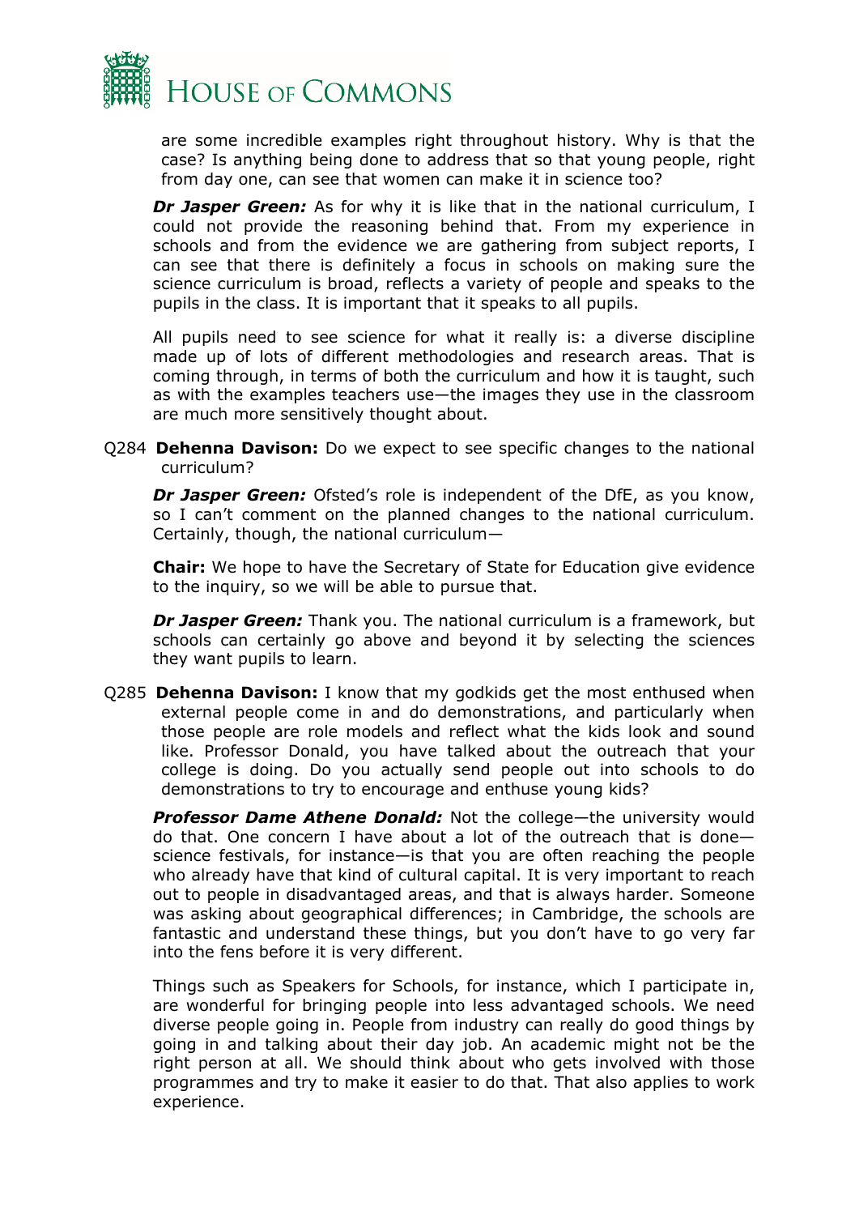are some incredible examples right throughout history. Why is that the case? Is anything being done to address that so that young people, right from day one, can see that women can make it in science too?

***Dr Jasper Green:*** As for why it is like that in the national curriculum, I could not provide the reasoning behind that. From my experience in schools and from the evidence we are gathering from subject reports, I can see that there is definitely a focus in schools on making sure the science curriculum is broad, reflects a variety of people and speaks to the pupils in the class. It is important that it speaks to all pupils.

All pupils need to see science for what it really is: a diverse discipline made up of lots of different methodologies and research areas. That is coming through, in terms of both the curriculum and how it is taught, such as with the examples teachers use—the images they use in the classroom are much more sensitively thought about.

Q284 **Dehenna Davison:** Do we expect to see specific changes to the national curriculum?

***Dr Jasper Green:*** Ofsted's role is independent of the DfE, as you know, so I can't comment on the planned changes to the national curriculum. Certainly, though, the national curriculum—

**Chair:** We hope to have the Secretary of State for Education give evidence to the inquiry, so we will be able to pursue that.

***Dr Jasper Green:*** Thank you. The national curriculum is a framework, but schools can certainly go above and beyond it by selecting the sciences they want pupils to learn.

Q285 **Dehenna Davison:** I know that my godkids get the most enthused when external people come in and do demonstrations, and particularly when those people are role models and reflect what the kids look and sound like. Professor Donald, you have talked about the outreach that your college is doing. Do you actually send people out into schools to do demonstrations to try to encourage and enthuse young kids?

***Professor Dame Athene Donald:*** Not the college—the university would do that. One concern I have about a lot of the outreach that is done—science festivals, for instance—is that you are often reaching the people who already have that kind of cultural capital. It is very important to reach out to people in disadvantaged areas, and that is always harder. Someone was asking about geographical differences; in Cambridge, the schools are fantastic and understand these things, but you don't have to go very far into the fens before it is very different.

Things such as Speakers for Schools, for instance, which I participate in, are wonderful for bringing people into less advantaged schools. We need diverse people going in. People from industry can really do good things by going in and talking about their day job. An academic might not be the right person at all. We should think about who gets involved with those programmes and try to make it easier to do that. That also applies to work experience.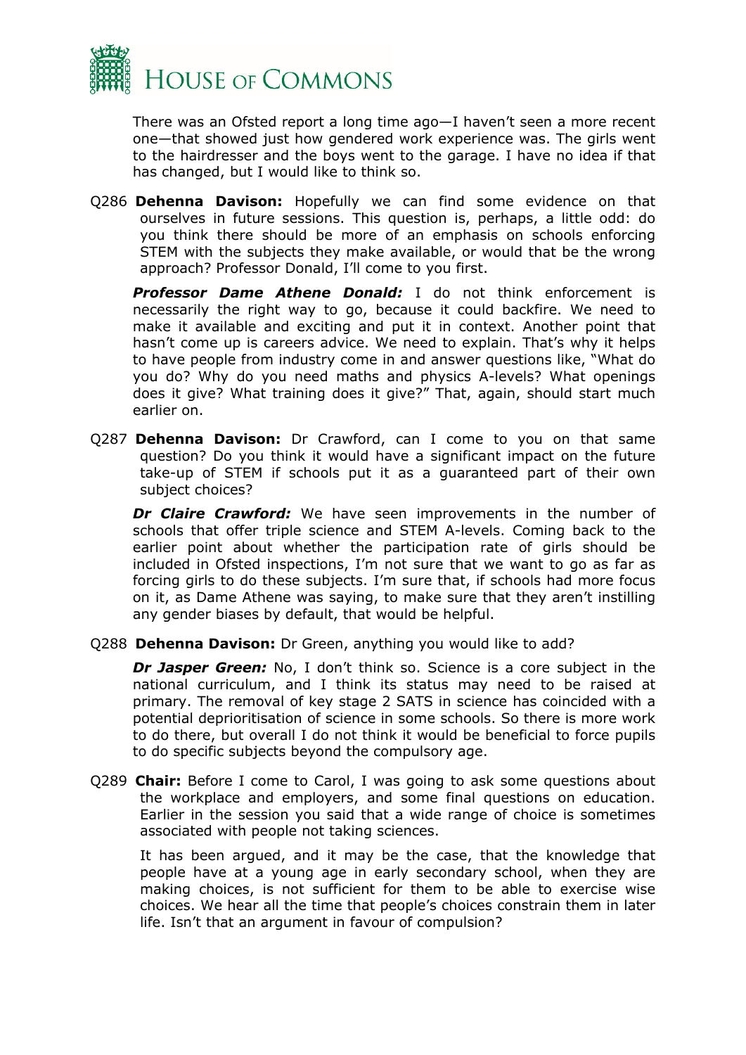There was an Ofsted report a long time ago—I haven't seen a more recent one—that showed just how gendered work experience was. The girls went to the hairdresser and the boys went to the garage. I have no idea if that has changed, but I would like to think so.

Q286 **Dehenna Davison:** Hopefully we can find some evidence on that ourselves in future sessions. This question is, perhaps, a little odd: do you think there should be more of an emphasis on schools enforcing STEM with the subjects they make available, or would that be the wrong approach? Professor Donald, I'll come to you first.

***Professor Dame Athene Donald:*** I do not think enforcement is necessarily the right way to go, because it could backfire. We need to make it available and exciting and put it in context. Another point that hasn't come up is careers advice. We need to explain. That's why it helps to have people from industry come in and answer questions like, "What do you do? Why do you need maths and physics A-levels? What openings does it give? What training does it give?" That, again, should start much earlier on.

Q287 **Dehenna Davison:** Dr Crawford, can I come to you on that same question? Do you think it would have a significant impact on the future take-up of STEM if schools put it as a guaranteed part of their own subject choices?

***Dr Claire Crawford:*** We have seen improvements in the number of schools that offer triple science and STEM A-levels. Coming back to the earlier point about whether the participation rate of girls should be included in Ofsted inspections, I'm not sure that we want to go as far as forcing girls to do these subjects. I'm sure that, if schools had more focus on it, as Dame Athene was saying, to make sure that they aren't instilling any gender biases by default, that would be helpful.

Q288 **Dehenna Davison:** Dr Green, anything you would like to add?

***Dr Jasper Green:*** No, I don't think so. Science is a core subject in the national curriculum, and I think its status may need to be raised at primary. The removal of key stage 2 SATS in science has coincided with a potential deprioritisation of science in some schools. So there is more work to do there, but overall I do not think it would be beneficial to force pupils to do specific subjects beyond the compulsory age.

Q289 **Chair:** Before I come to Carol, I was going to ask some questions about the workplace and employers, and some final questions on education. Earlier in the session you said that a wide range of choice is sometimes associated with people not taking sciences.

It has been argued, and it may be the case, that the knowledge that people have at a young age in early secondary school, when they are making choices, is not sufficient for them to be able to exercise wise choices. We hear all the time that people's choices constrain them in later life. Isn't that an argument in favour of compulsion?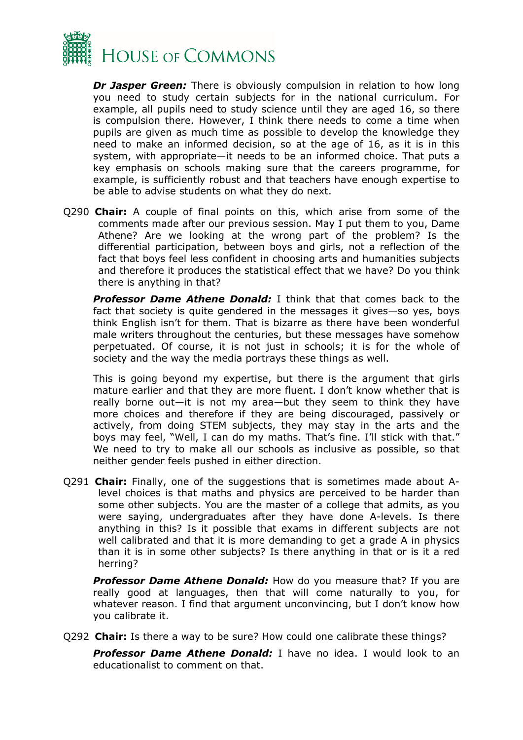***Dr Jasper Green:*** There is obviously compulsion in relation to how long you need to study certain subjects for in the national curriculum. For example, all pupils need to study science until they are aged 16, so there is compulsion there. However, I think there needs to come a time when pupils are given as much time as possible to develop the knowledge they need to make an informed decision, so at the age of 16, as it is in this system, with appropriate—it needs to be an informed choice. That puts a key emphasis on schools making sure that the careers programme, for example, is sufficiently robust and that teachers have enough expertise to be able to advise students on what they do next.

Q290 **Chair:** A couple of final points on this, which arise from some of the comments made after our previous session. May I put them to you, Dame Athene? Are we looking at the wrong part of the problem? Is the differential participation, between boys and girls, not a reflection of the fact that boys feel less confident in choosing arts and humanities subjects and therefore it produces the statistical effect that we have? Do you think there is anything in that?

***Professor Dame Athene Donald:*** I think that that comes back to the fact that society is quite gendered in the messages it gives—so yes, boys think English isn't for them. That is bizarre as there have been wonderful male writers throughout the centuries, but these messages have somehow perpetuated. Of course, it is not just in schools; it is for the whole of society and the way the media portrays these things as well.

This is going beyond my expertise, but there is the argument that girls mature earlier and that they are more fluent. I don't know whether that is really borne out—it is not my area—but they seem to think they have more choices and therefore if they are being discouraged, passively or actively, from doing STEM subjects, they may stay in the arts and the boys may feel, "Well, I can do my maths. That's fine. I'll stick with that." We need to try to make all our schools as inclusive as possible, so that neither gender feels pushed in either direction.

Q291 **Chair:** Finally, one of the suggestions that is sometimes made about A-level choices is that maths and physics are perceived to be harder than some other subjects. You are the master of a college that admits, as you were saying, undergraduates after they have done A-levels. Is there anything in this? Is it possible that exams in different subjects are not well calibrated and that it is more demanding to get a grade A in physics than it is in some other subjects? Is there anything in that or is it a red herring?

***Professor Dame Athene Donald:*** How do you measure that? If you are really good at languages, then that will come naturally to you, for whatever reason. I find that argument unconvincing, but I don't know how you calibrate it.

Q292 **Chair:** Is there a way to be sure? How could one calibrate these things?

***Professor Dame Athene Donald:*** I have no idea. I would look to an educationalist to comment on that.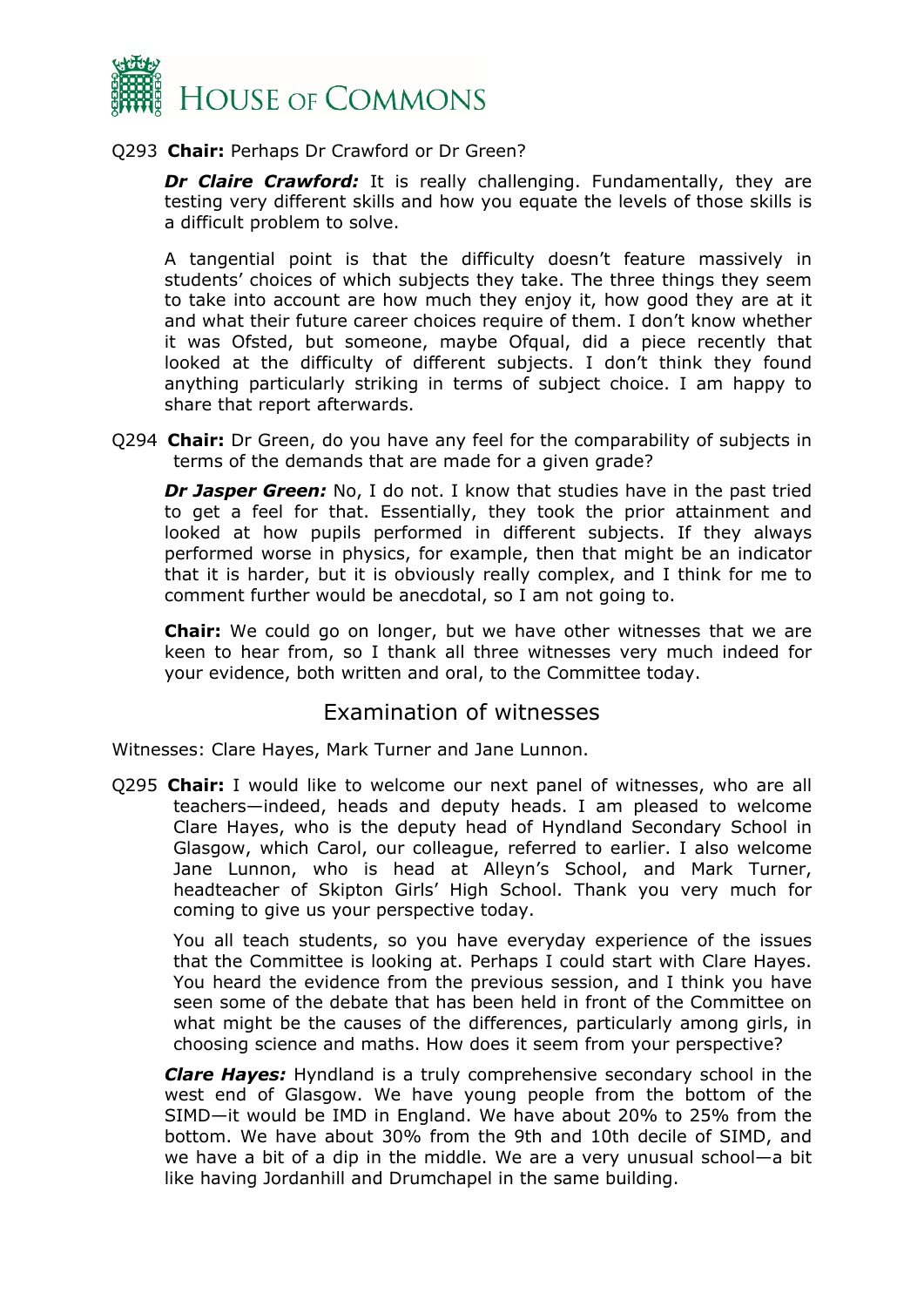Q293 **Chair:** Perhaps Dr Crawford or Dr Green?

***Dr Claire Crawford:*** It is really challenging. Fundamentally, they are testing very different skills and how you equate the levels of those skills is a difficult problem to solve.

A tangential point is that the difficulty doesn't feature massively in students' choices of which subjects they take. The three things they seem to take into account are how much they enjoy it, how good they are at it and what their future career choices require of them. I don't know whether it was Ofsted, but someone, maybe Ofqual, did a piece recently that looked at the difficulty of different subjects. I don't think they found anything particularly striking in terms of subject choice. I am happy to share that report afterwards.

Q294 **Chair:** Dr Green, do you have any feel for the comparability of subjects in terms of the demands that are made for a given grade?

***Dr Jasper Green:*** No, I do not. I know that studies have in the past tried to get a feel for that. Essentially, they took the prior attainment and looked at how pupils performed in different subjects. If they always performed worse in physics, for example, then that might be an indicator that it is harder, but it is obviously really complex, and I think for me to comment further would be anecdotal, so I am not going to.

**Chair:** We could go on longer, but we have other witnesses that we are keen to hear from, so I thank all three witnesses very much indeed for your evidence, both written and oral, to the Committee today.

## Examination of witnesses

Witnesses: Clare Hayes, Mark Turner and Jane Lunnon.

Q295 **Chair:** I would like to welcome our next panel of witnesses, who are all teachers—indeed, heads and deputy heads. I am pleased to welcome Clare Hayes, who is the deputy head of Hyndland Secondary School in Glasgow, which Carol, our colleague, referred to earlier. I also welcome Jane Lunnon, who is head at Alleyn's School, and Mark Turner, headteacher of Skipton Girls' High School. Thank you very much for coming to give us your perspective today.

You all teach students, so you have everyday experience of the issues that the Committee is looking at. Perhaps I could start with Clare Hayes. You heard the evidence from the previous session, and I think you have seen some of the debate that has been held in front of the Committee on what might be the causes of the differences, particularly among girls, in choosing science and maths. How does it seem from your perspective?

***Clare Hayes:*** Hyndland is a truly comprehensive secondary school in the west end of Glasgow. We have young people from the bottom of the SIMD—it would be IMD in England. We have about 20% to 25% from the bottom. We have about 30% from the 9th and 10th decile of SIMD, and we have a bit of a dip in the middle. We are a very unusual school—a bit like having Jordanhill and Drumchapel in the same building.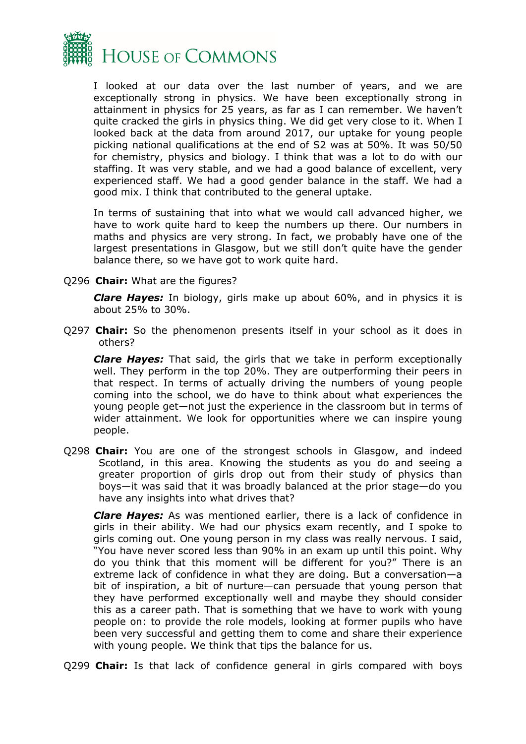I looked at our data over the last number of years, and we are exceptionally strong in physics. We have been exceptionally strong in attainment in physics for 25 years, as far as I can remember. We haven't quite cracked the girls in physics thing. We did get very close to it. When I looked back at the data from around 2017, our uptake for young people picking national qualifications at the end of S2 was at 50%. It was 50/50 for chemistry, physics and biology. I think that was a lot to do with our staffing. It was very stable, and we had a good balance of excellent, very experienced staff. We had a good gender balance in the staff. We had a good mix. I think that contributed to the general uptake.

In terms of sustaining that into what we would call advanced higher, we have to work quite hard to keep the numbers up there. Our numbers in maths and physics are very strong. In fact, we probably have one of the largest presentations in Glasgow, but we still don't quite have the gender balance there, so we have got to work quite hard.

Q296 **Chair:** What are the figures?

***Clare Hayes:*** In biology, girls make up about 60%, and in physics it is about 25% to 30%.

Q297 **Chair:** So the phenomenon presents itself in your school as it does in others?

***Clare Hayes:*** That said, the girls that we take in perform exceptionally well. They perform in the top 20%. They are outperforming their peers in that respect. In terms of actually driving the numbers of young people coming into the school, we do have to think about what experiences the young people get—not just the experience in the classroom but in terms of wider attainment. We look for opportunities where we can inspire young people.

Q298 **Chair:** You are one of the strongest schools in Glasgow, and indeed Scotland, in this area. Knowing the students as you do and seeing a greater proportion of girls drop out from their study of physics than boys—it was said that it was broadly balanced at the prior stage—do you have any insights into what drives that?

***Clare Hayes:*** As was mentioned earlier, there is a lack of confidence in girls in their ability. We had our physics exam recently, and I spoke to girls coming out. One young person in my class was really nervous. I said, "You have never scored less than 90% in an exam up until this point. Why do you think that this moment will be different for you?" There is an extreme lack of confidence in what they are doing. But a conversation—a bit of inspiration, a bit of nurture—can persuade that young person that they have performed exceptionally well and maybe they should consider this as a career path. That is something that we have to work with young people on: to provide the role models, looking at former pupils who have been very successful and getting them to come and share their experience with young people. We think that tips the balance for us.

Q299 **Chair:** Is that lack of confidence general in girls compared with boys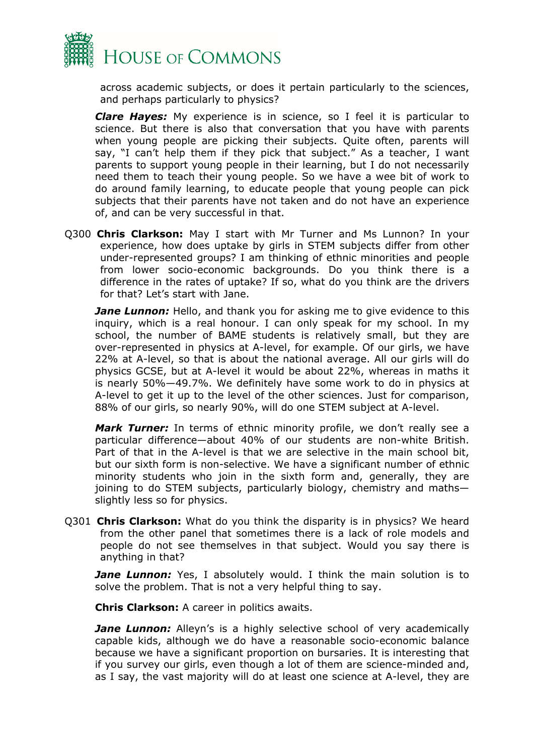across academic subjects, or does it pertain particularly to the sciences, and perhaps particularly to physics?

***Clare Hayes:*** My experience is in science, so I feel it is particular to science. But there is also that conversation that you have with parents when young people are picking their subjects. Quite often, parents will say, "I can't help them if they pick that subject." As a teacher, I want parents to support young people in their learning, but I do not necessarily need them to teach their young people. So we have a wee bit of work to do around family learning, to educate people that young people can pick subjects that their parents have not taken and do not have an experience of, and can be very successful in that.

Q300 **Chris Clarkson:** May I start with Mr Turner and Ms Lunnon? In your experience, how does uptake by girls in STEM subjects differ from other under-represented groups? I am thinking of ethnic minorities and people from lower socio-economic backgrounds. Do you think there is a difference in the rates of uptake? If so, what do you think are the drivers for that? Let's start with Jane.

***Jane Lunnon:*** Hello, and thank you for asking me to give evidence to this inquiry, which is a real honour. I can only speak for my school. In my school, the number of BAME students is relatively small, but they are over-represented in physics at A-level, for example. Of our girls, we have 22% at A-level, so that is about the national average. All our girls will do physics GCSE, but at A-level it would be about 22%, whereas in maths it is nearly 50%—49.7%. We definitely have some work to do in physics at A-level to get it up to the level of the other sciences. Just for comparison, 88% of our girls, so nearly 90%, will do one STEM subject at A-level.

***Mark Turner:*** In terms of ethnic minority profile, we don't really see a particular difference—about 40% of our students are non-white British. Part of that in the A-level is that we are selective in the main school bit, but our sixth form is non-selective. We have a significant number of ethnic minority students who join in the sixth form and, generally, they are joining to do STEM subjects, particularly biology, chemistry and maths—slightly less so for physics.

Q301 **Chris Clarkson:** What do you think the disparity is in physics? We heard from the other panel that sometimes there is a lack of role models and people do not see themselves in that subject. Would you say there is anything in that?

***Jane Lunnon:*** Yes, I absolutely would. I think the main solution is to solve the problem. That is not a very helpful thing to say.

**Chris Clarkson:** A career in politics awaits.

***Jane Lunnon:*** Alleyn's is a highly selective school of very academically capable kids, although we do have a reasonable socio-economic balance because we have a significant proportion on bursaries. It is interesting that if you survey our girls, even though a lot of them are science-minded and, as I say, the vast majority will do at least one science at A-level, they are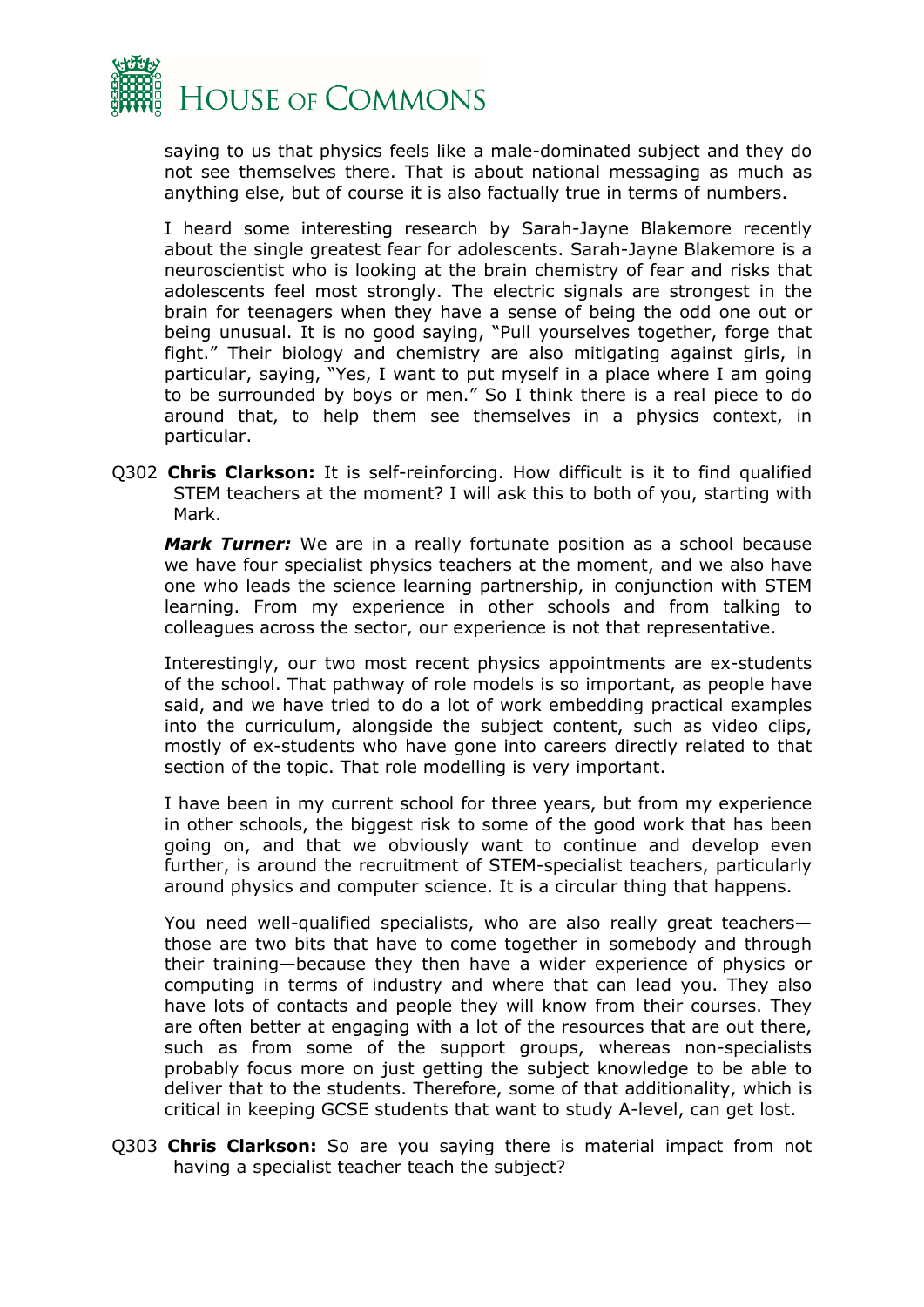saying to us that physics feels like a male-dominated subject and they do not see themselves there. That is about national messaging as much as anything else, but of course it is also factually true in terms of numbers.

I heard some interesting research by Sarah-Jayne Blakemore recently about the single greatest fear for adolescents. Sarah-Jayne Blakemore is a neuroscientist who is looking at the brain chemistry of fear and risks that adolescents feel most strongly. The electric signals are strongest in the brain for teenagers when they have a sense of being the odd one out or being unusual. It is no good saying, "Pull yourselves together, forge that fight." Their biology and chemistry are also mitigating against girls, in particular, saying, "Yes, I want to put myself in a place where I am going to be surrounded by boys or men." So I think there is a real piece to do around that, to help them see themselves in a physics context, in particular.

Q302 **Chris Clarkson:** It is self-reinforcing. How difficult is it to find qualified STEM teachers at the moment? I will ask this to both of you, starting with Mark.

***Mark Turner:*** We are in a really fortunate position as a school because we have four specialist physics teachers at the moment, and we also have one who leads the science learning partnership, in conjunction with STEM learning. From my experience in other schools and from talking to colleagues across the sector, our experience is not that representative.

Interestingly, our two most recent physics appointments are ex-students of the school. That pathway of role models is so important, as people have said, and we have tried to do a lot of work embedding practical examples into the curriculum, alongside the subject content, such as video clips, mostly of ex-students who have gone into careers directly related to that section of the topic. That role modelling is very important.

I have been in my current school for three years, but from my experience in other schools, the biggest risk to some of the good work that has been going on, and that we obviously want to continue and develop even further, is around the recruitment of STEM-specialist teachers, particularly around physics and computer science. It is a circular thing that happens.

You need well-qualified specialists, who are also really great teachers—those are two bits that have to come together in somebody and through their training—because they then have a wider experience of physics or computing in terms of industry and where that can lead you. They also have lots of contacts and people they will know from their courses. They are often better at engaging with a lot of the resources that are out there, such as from some of the support groups, whereas non-specialists probably focus more on just getting the subject knowledge to be able to deliver that to the students. Therefore, some of that additionality, which is critical in keeping GCSE students that want to study A-level, can get lost.

Q303 **Chris Clarkson:** So are you saying there is material impact from not having a specialist teacher teach the subject?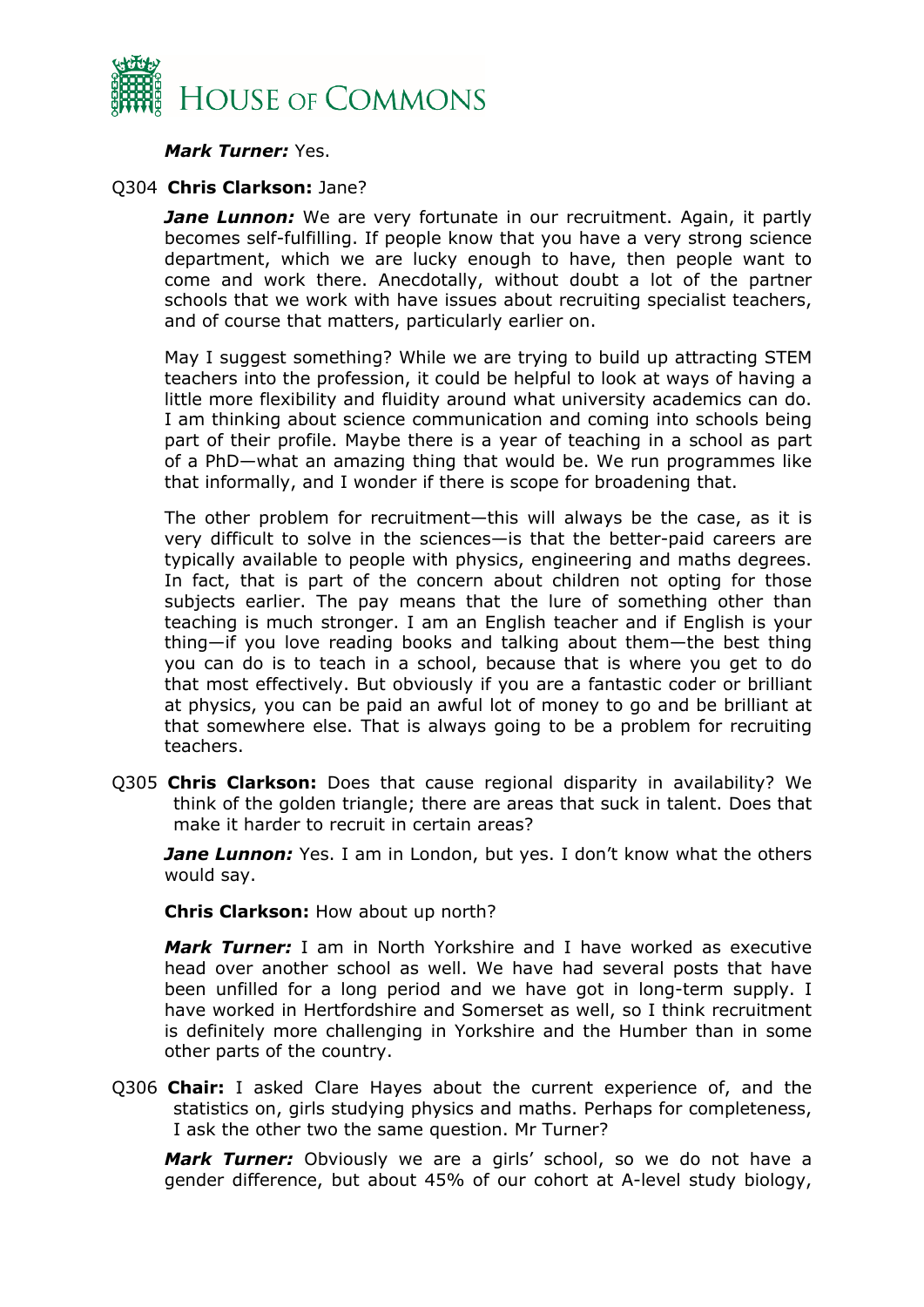***Mark Turner:*** Yes.

Q304 **Chris Clarkson:** Jane?

***Jane Lunnon:*** We are very fortunate in our recruitment. Again, it partly becomes self-fulfilling. If people know that you have a very strong science department, which we are lucky enough to have, then people want to come and work there. Anecdotally, without doubt a lot of the partner schools that we work with have issues about recruiting specialist teachers, and of course that matters, particularly earlier on.

May I suggest something? While we are trying to build up attracting STEM teachers into the profession, it could be helpful to look at ways of having a little more flexibility and fluidity around what university academics can do. I am thinking about science communication and coming into schools being part of their profile. Maybe there is a year of teaching in a school as part of a PhD—what an amazing thing that would be. We run programmes like that informally, and I wonder if there is scope for broadening that.

The other problem for recruitment—this will always be the case, as it is very difficult to solve in the sciences—is that the better-paid careers are typically available to people with physics, engineering and maths degrees. In fact, that is part of the concern about children not opting for those subjects earlier. The pay means that the lure of something other than teaching is much stronger. I am an English teacher and if English is your thing—if you love reading books and talking about them—the best thing you can do is to teach in a school, because that is where you get to do that most effectively. But obviously if you are a fantastic coder or brilliant at physics, you can be paid an awful lot of money to go and be brilliant at that somewhere else. That is always going to be a problem for recruiting teachers.

Q305 **Chris Clarkson:** Does that cause regional disparity in availability? We think of the golden triangle; there are areas that suck in talent. Does that make it harder to recruit in certain areas?

***Jane Lunnon:*** Yes. I am in London, but yes. I don't know what the others would say.

**Chris Clarkson:** How about up north?

***Mark Turner:*** I am in North Yorkshire and I have worked as executive head over another school as well. We have had several posts that have been unfilled for a long period and we have got in long-term supply. I have worked in Hertfordshire and Somerset as well, so I think recruitment is definitely more challenging in Yorkshire and the Humber than in some other parts of the country.

Q306 **Chair:** I asked Clare Hayes about the current experience of, and the statistics on, girls studying physics and maths. Perhaps for completeness, I ask the other two the same question. Mr Turner?

***Mark Turner:*** Obviously we are a girls' school, so we do not have a gender difference, but about 45% of our cohort at A-level study biology,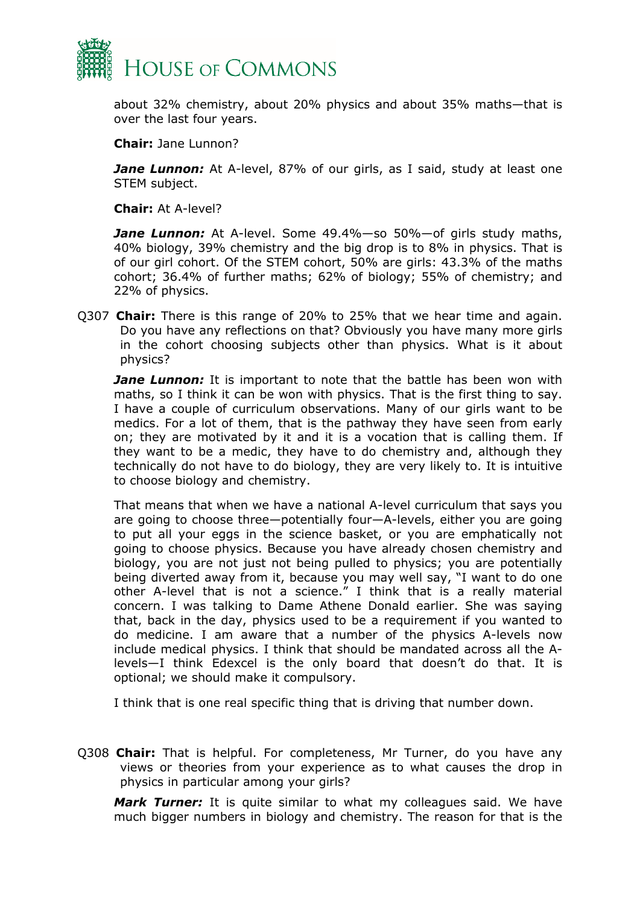about 32% chemistry, about 20% physics and about 35% maths—that is over the last four years.

**Chair:** Jane Lunnon?

***Jane Lunnon:*** At A-level, 87% of our girls, as I said, study at least one STEM subject.

**Chair:** At A-level?

***Jane Lunnon:*** At A-level. Some 49.4%—so 50%—of girls study maths, 40% biology, 39% chemistry and the big drop is to 8% in physics. That is of our girl cohort. Of the STEM cohort, 50% are girls: 43.3% of the maths cohort; 36.4% of further maths; 62% of biology; 55% of chemistry; and 22% of physics.

Q307 **Chair:** There is this range of 20% to 25% that we hear time and again. Do you have any reflections on that? Obviously you have many more girls in the cohort choosing subjects other than physics. What is it about physics?

***Jane Lunnon:*** It is important to note that the battle has been won with maths, so I think it can be won with physics. That is the first thing to say. I have a couple of curriculum observations. Many of our girls want to be medics. For a lot of them, that is the pathway they have seen from early on; they are motivated by it and it is a vocation that is calling them. If they want to be a medic, they have to do chemistry and, although they technically do not have to do biology, they are very likely to. It is intuitive to choose biology and chemistry.

That means that when we have a national A-level curriculum that says you are going to choose three—potentially four—A-levels, either you are going to put all your eggs in the science basket, or you are emphatically not going to choose physics. Because you have already chosen chemistry and biology, you are not just not being pulled to physics; you are potentially being diverted away from it, because you may well say, "I want to do one other A-level that is not a science." I think that is a really material concern. I was talking to Dame Athene Donald earlier. She was saying that, back in the day, physics used to be a requirement if you wanted to do medicine. I am aware that a number of the physics A-levels now include medical physics. I think that should be mandated across all the A-levels—I think Edexcel is the only board that doesn't do that. It is optional; we should make it compulsory.

I think that is one real specific thing that is driving that number down.

Q308 **Chair:** That is helpful. For completeness, Mr Turner, do you have any views or theories from your experience as to what causes the drop in physics in particular among your girls?

***Mark Turner:*** It is quite similar to what my colleagues said. We have much bigger numbers in biology and chemistry. The reason for that is the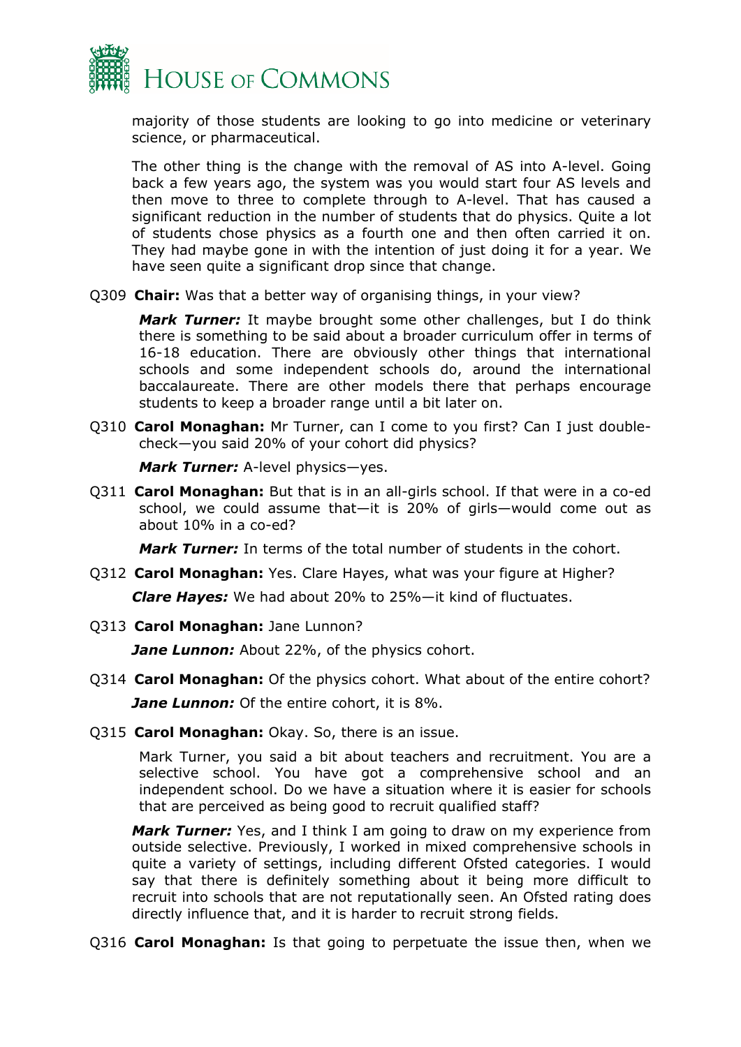majority of those students are looking to go into medicine or veterinary science, or pharmaceutical.

The other thing is the change with the removal of AS into A-level. Going back a few years ago, the system was you would start four AS levels and then move to three to complete through to A-level. That has caused a significant reduction in the number of students that do physics. Quite a lot of students chose physics as a fourth one and then often carried it on. They had maybe gone in with the intention of just doing it for a year. We have seen quite a significant drop since that change.

Q309 **Chair:** Was that a better way of organising things, in your view?

***Mark Turner:*** It maybe brought some other challenges, but I do think there is something to be said about a broader curriculum offer in terms of 16-18 education. There are obviously other things that international schools and some independent schools do, around the international baccalaureate. There are other models there that perhaps encourage students to keep a broader range until a bit later on.

Q310 **Carol Monaghan:** Mr Turner, can I come to you first? Can I just double-check—you said 20% of your cohort did physics?

***Mark Turner:*** A-level physics—yes.

Q311 **Carol Monaghan:** But that is in an all-girls school. If that were in a co-ed school, we could assume that—it is 20% of girls—would come out as about 10% in a co-ed?

***Mark Turner:*** In terms of the total number of students in the cohort.

Q312 **Carol Monaghan:** Yes. Clare Hayes, what was your figure at Higher?

***Clare Hayes:*** We had about 20% to 25%—it kind of fluctuates.

Q313 **Carol Monaghan:** Jane Lunnon?

***Jane Lunnon:*** About 22%, of the physics cohort.

Q314 **Carol Monaghan:** Of the physics cohort. What about of the entire cohort?

***Jane Lunnon:*** Of the entire cohort, it is 8%.

Q315 **Carol Monaghan:** Okay. So, there is an issue.

Mark Turner, you said a bit about teachers and recruitment. You are a selective school. You have got a comprehensive school and an independent school. Do we have a situation where it is easier for schools that are perceived as being good to recruit qualified staff?

***Mark Turner:*** Yes, and I think I am going to draw on my experience from outside selective. Previously, I worked in mixed comprehensive schools in quite a variety of settings, including different Ofsted categories. I would say that there is definitely something about it being more difficult to recruit into schools that are not reputationally seen. An Ofsted rating does directly influence that, and it is harder to recruit strong fields.

Q316 **Carol Monaghan:** Is that going to perpetuate the issue then, when we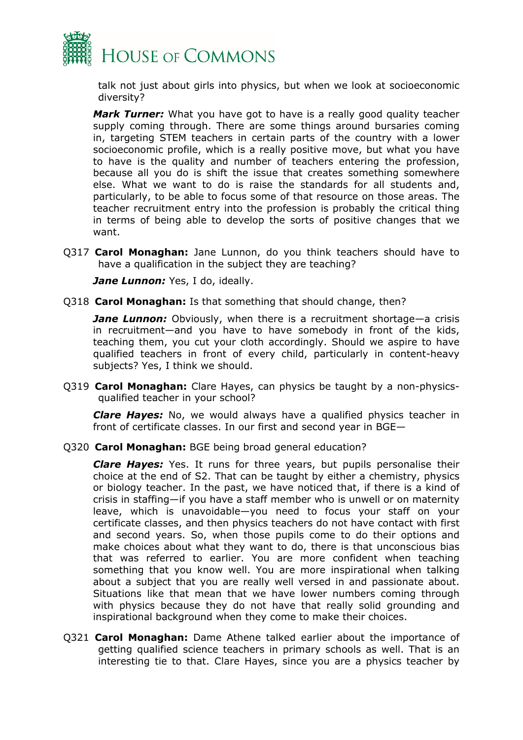talk not just about girls into physics, but when we look at socioeconomic diversity?

***Mark Turner:*** What you have got to have is a really good quality teacher supply coming through. There are some things around bursaries coming in, targeting STEM teachers in certain parts of the country with a lower socioeconomic profile, which is a really positive move, but what you have to have is the quality and number of teachers entering the profession, because all you do is shift the issue that creates something somewhere else. What we want to do is raise the standards for all students and, particularly, to be able to focus some of that resource on those areas. The teacher recruitment entry into the profession is probably the critical thing in terms of being able to develop the sorts of positive changes that we want.

Q317 **Carol Monaghan:** Jane Lunnon, do you think teachers should have to have a qualification in the subject they are teaching?

***Jane Lunnon:*** Yes, I do, ideally.

Q318 **Carol Monaghan:** Is that something that should change, then?

***Jane Lunnon:*** Obviously, when there is a recruitment shortage—a crisis in recruitment—and you have to have somebody in front of the kids, teaching them, you cut your cloth accordingly. Should we aspire to have qualified teachers in front of every child, particularly in content-heavy subjects? Yes, I think we should.

Q319 **Carol Monaghan:** Clare Hayes, can physics be taught by a non-physics-qualified teacher in your school?

***Clare Hayes:*** No, we would always have a qualified physics teacher in front of certificate classes. In our first and second year in BGE—

Q320 **Carol Monaghan:** BGE being broad general education?

***Clare Hayes:*** Yes. It runs for three years, but pupils personalise their choice at the end of S2. That can be taught by either a chemistry, physics or biology teacher. In the past, we have noticed that, if there is a kind of crisis in staffing—if you have a staff member who is unwell or on maternity leave, which is unavoidable—you need to focus your staff on your certificate classes, and then physics teachers do not have contact with first and second years. So, when those pupils come to do their options and make choices about what they want to do, there is that unconscious bias that was referred to earlier. You are more confident when teaching something that you know well. You are more inspirational when talking about a subject that you are really well versed in and passionate about. Situations like that mean that we have lower numbers coming through with physics because they do not have that really solid grounding and inspirational background when they come to make their choices.

Q321 **Carol Monaghan:** Dame Athene talked earlier about the importance of getting qualified science teachers in primary schools as well. That is an interesting tie to that. Clare Hayes, since you are a physics teacher by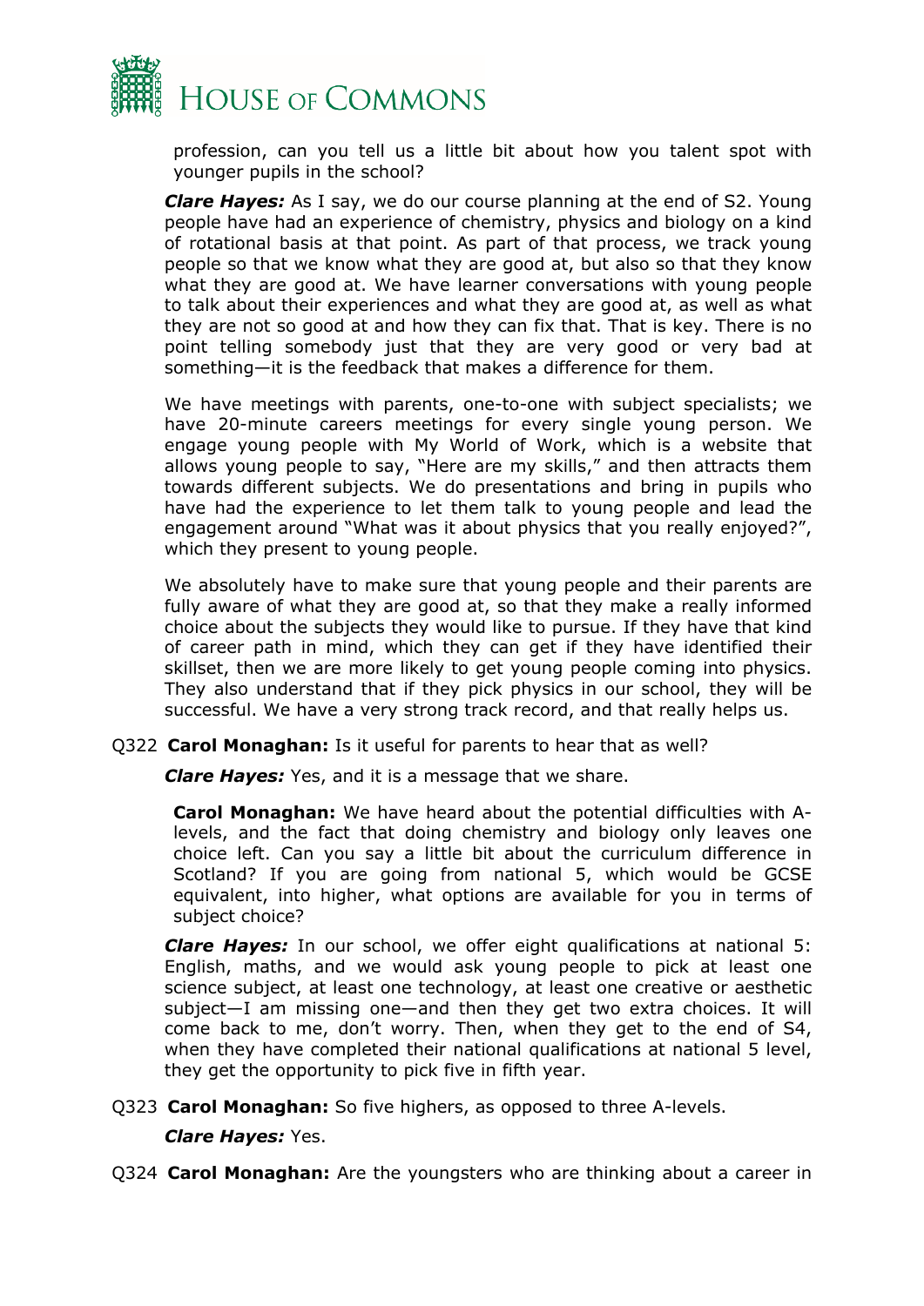profession, can you tell us a little bit about how you talent spot with younger pupils in the school?

***Clare Hayes:*** As I say, we do our course planning at the end of S2. Young people have had an experience of chemistry, physics and biology on a kind of rotational basis at that point. As part of that process, we track young people so that we know what they are good at, but also so that they know what they are good at. We have learner conversations with young people to talk about their experiences and what they are good at, as well as what they are not so good at and how they can fix that. That is key. There is no point telling somebody just that they are very good or very bad at something—it is the feedback that makes a difference for them.

We have meetings with parents, one-to-one with subject specialists; we have 20-minute careers meetings for every single young person. We engage young people with My World of Work, which is a website that allows young people to say, "Here are my skills," and then attracts them towards different subjects. We do presentations and bring in pupils who have had the experience to let them talk to young people and lead the engagement around "What was it about physics that you really enjoyed?", which they present to young people.

We absolutely have to make sure that young people and their parents are fully aware of what they are good at, so that they make a really informed choice about the subjects they would like to pursue. If they have that kind of career path in mind, which they can get if they have identified their skillset, then we are more likely to get young people coming into physics. They also understand that if they pick physics in our school, they will be successful. We have a very strong track record, and that really helps us.

Q322 **Carol Monaghan:** Is it useful for parents to hear that as well?

***Clare Hayes:*** Yes, and it is a message that we share.

**Carol Monaghan:** We have heard about the potential difficulties with A-levels, and the fact that doing chemistry and biology only leaves one choice left. Can you say a little bit about the curriculum difference in Scotland? If you are going from national 5, which would be GCSE equivalent, into higher, what options are available for you in terms of subject choice?

***Clare Hayes:*** In our school, we offer eight qualifications at national 5: English, maths, and we would ask young people to pick at least one science subject, at least one technology, at least one creative or aesthetic subject—I am missing one—and then they get two extra choices. It will come back to me, don't worry. Then, when they get to the end of S4, when they have completed their national qualifications at national 5 level, they get the opportunity to pick five in fifth year.

Q323 **Carol Monaghan:** So five highers, as opposed to three A-levels.

***Clare Hayes:*** Yes.

Q324 **Carol Monaghan:** Are the youngsters who are thinking about a career in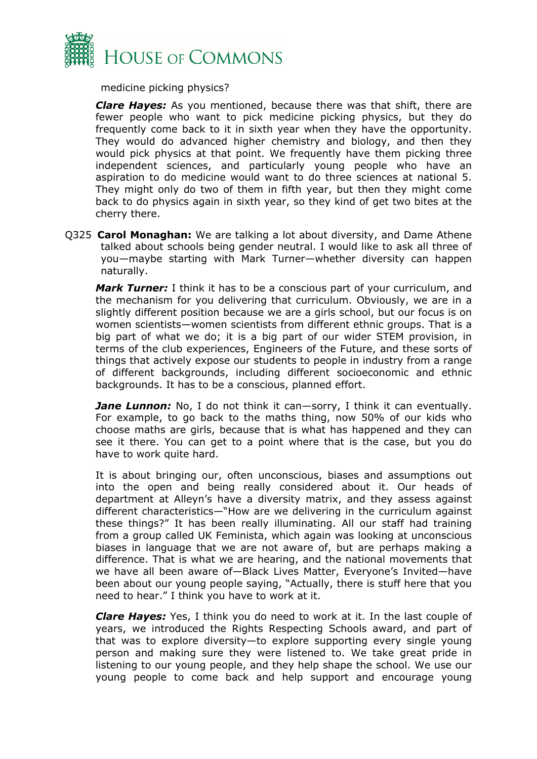medicine picking physics?

***Clare Hayes:*** As you mentioned, because there was that shift, there are fewer people who want to pick medicine picking physics, but they do frequently come back to it in sixth year when they have the opportunity. They would do advanced higher chemistry and biology, and then they would pick physics at that point. We frequently have them picking three independent sciences, and particularly young people who have an aspiration to do medicine would want to do three sciences at national 5. They might only do two of them in fifth year, but then they might come back to do physics again in sixth year, so they kind of get two bites at the cherry there.

Q325 **Carol Monaghan:** We are talking a lot about diversity, and Dame Athene talked about schools being gender neutral. I would like to ask all three of you—maybe starting with Mark Turner—whether diversity can happen naturally.

***Mark Turner:*** I think it has to be a conscious part of your curriculum, and the mechanism for you delivering that curriculum. Obviously, we are in a slightly different position because we are a girls school, but our focus is on women scientists—women scientists from different ethnic groups. That is a big part of what we do; it is a big part of our wider STEM provision, in terms of the club experiences, Engineers of the Future, and these sorts of things that actively expose our students to people in industry from a range of different backgrounds, including different socioeconomic and ethnic backgrounds. It has to be a conscious, planned effort.

***Jane Lunnon:*** No, I do not think it can—sorry, I think it can eventually. For example, to go back to the maths thing, now 50% of our kids who choose maths are girls, because that is what has happened and they can see it there. You can get to a point where that is the case, but you do have to work quite hard.

It is about bringing our, often unconscious, biases and assumptions out into the open and being really considered about it. Our heads of department at Alleyn's have a diversity matrix, and they assess against different characteristics—"How are we delivering in the curriculum against these things?" It has been really illuminating. All our staff had training from a group called UK Feminista, which again was looking at unconscious biases in language that we are not aware of, but are perhaps making a difference. That is what we are hearing, and the national movements that we have all been aware of—Black Lives Matter, Everyone's Invited—have been about our young people saying, "Actually, there is stuff here that you need to hear." I think you have to work at it.

***Clare Hayes:*** Yes, I think you do need to work at it. In the last couple of years, we introduced the Rights Respecting Schools award, and part of that was to explore diversity—to explore supporting every single young person and making sure they were listened to. We take great pride in listening to our young people, and they help shape the school. We use our young people to come back and help support and encourage young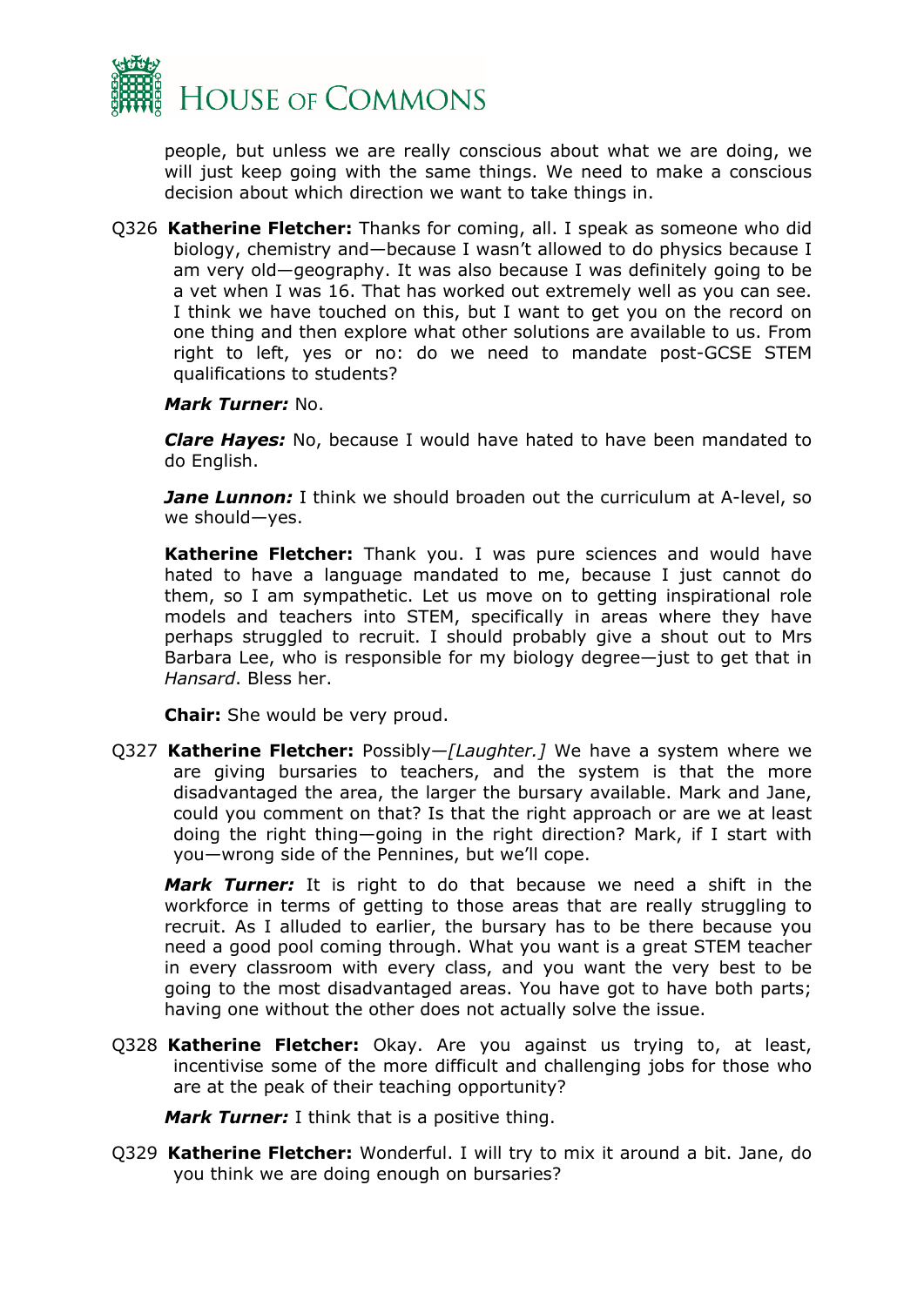people, but unless we are really conscious about what we are doing, we will just keep going with the same things. We need to make a conscious decision about which direction we want to take things in.

Q326 **Katherine Fletcher:** Thanks for coming, all. I speak as someone who did biology, chemistry and—because I wasn't allowed to do physics because I am very old—geography. It was also because I was definitely going to be a vet when I was 16. That has worked out extremely well as you can see. I think we have touched on this, but I want to get you on the record on one thing and then explore what other solutions are available to us. From right to left, yes or no: do we need to mandate post-GCSE STEM qualifications to students?

***Mark Turner:*** No.

***Clare Hayes:*** No, because I would have hated to have been mandated to do English.

***Jane Lunnon:*** I think we should broaden out the curriculum at A-level, so we should—yes.

**Katherine Fletcher:** Thank you. I was pure sciences and would have hated to have a language mandated to me, because I just cannot do them, so I am sympathetic. Let us move on to getting inspirational role models and teachers into STEM, specifically in areas where they have perhaps struggled to recruit. I should probably give a shout out to Mrs Barbara Lee, who is responsible for my biology degree—just to get that in *Hansard*. Bless her.

**Chair:** She would be very proud.

Q327 **Katherine Fletcher:** Possibly—*[Laughter.]* We have a system where we are giving bursaries to teachers, and the system is that the more disadvantaged the area, the larger the bursary available. Mark and Jane, could you comment on that? Is that the right approach or are we at least doing the right thing—going in the right direction? Mark, if I start with you—wrong side of the Pennines, but we'll cope.

***Mark Turner:*** It is right to do that because we need a shift in the workforce in terms of getting to those areas that are really struggling to recruit. As I alluded to earlier, the bursary has to be there because you need a good pool coming through. What you want is a great STEM teacher in every classroom with every class, and you want the very best to be going to the most disadvantaged areas. You have got to have both parts; having one without the other does not actually solve the issue.

Q328 **Katherine Fletcher:** Okay. Are you against us trying to, at least, incentivise some of the more difficult and challenging jobs for those who are at the peak of their teaching opportunity?

***Mark Turner:*** I think that is a positive thing.

Q329 **Katherine Fletcher:** Wonderful. I will try to mix it around a bit. Jane, do you think we are doing enough on bursaries?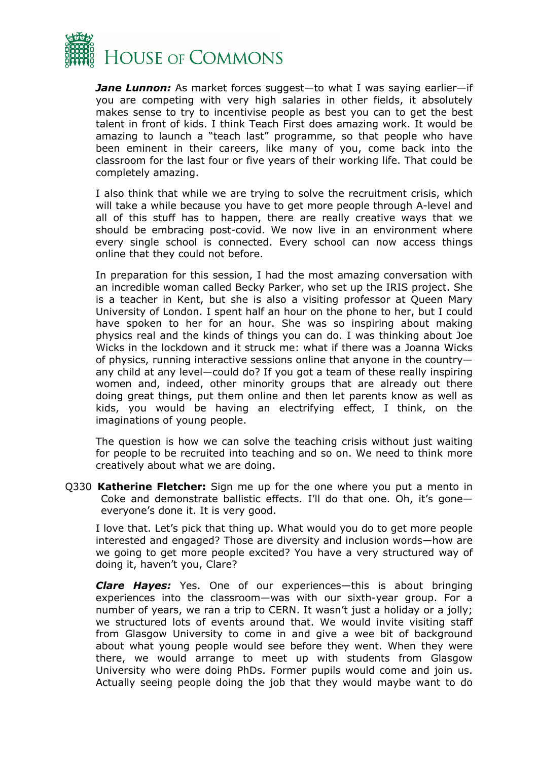***Jane Lunnon:*** As market forces suggest—to what I was saying earlier—if you are competing with very high salaries in other fields, it absolutely makes sense to try to incentivise people as best you can to get the best talent in front of kids. I think Teach First does amazing work. It would be amazing to launch a "teach last" programme, so that people who have been eminent in their careers, like many of you, come back into the classroom for the last four or five years of their working life. That could be completely amazing.

I also think that while we are trying to solve the recruitment crisis, which will take a while because you have to get more people through A-level and all of this stuff has to happen, there are really creative ways that we should be embracing post-covid. We now live in an environment where every single school is connected. Every school can now access things online that they could not before.

In preparation for this session, I had the most amazing conversation with an incredible woman called Becky Parker, who set up the IRIS project. She is a teacher in Kent, but she is also a visiting professor at Queen Mary University of London. I spent half an hour on the phone to her, but I could have spoken to her for an hour. She was so inspiring about making physics real and the kinds of things you can do. I was thinking about Joe Wicks in the lockdown and it struck me: what if there was a Joanna Wicks of physics, running interactive sessions online that anyone in the country—any child at any level—could do? If you got a team of these really inspiring women and, indeed, other minority groups that are already out there doing great things, put them online and then let parents know as well as kids, you would be having an electrifying effect, I think, on the imaginations of young people.

The question is how we can solve the teaching crisis without just waiting for people to be recruited into teaching and so on. We need to think more creatively about what we are doing.

Q330 **Katherine Fletcher:** Sign me up for the one where you put a mento in Coke and demonstrate ballistic effects. I'll do that one. Oh, it's gone—everyone's done it. It is very good.

I love that. Let's pick that thing up. What would you do to get more people interested and engaged? Those are diversity and inclusion words—how are we going to get more people excited? You have a very structured way of doing it, haven't you, Clare?

***Clare Hayes:*** Yes. One of our experiences—this is about bringing experiences into the classroom—was with our sixth-year group. For a number of years, we ran a trip to CERN. It wasn't just a holiday or a jolly; we structured lots of events around that. We would invite visiting staff from Glasgow University to come in and give a wee bit of background about what young people would see before they went. When they were there, we would arrange to meet up with students from Glasgow University who were doing PhDs. Former pupils would come and join us. Actually seeing people doing the job that they would maybe want to do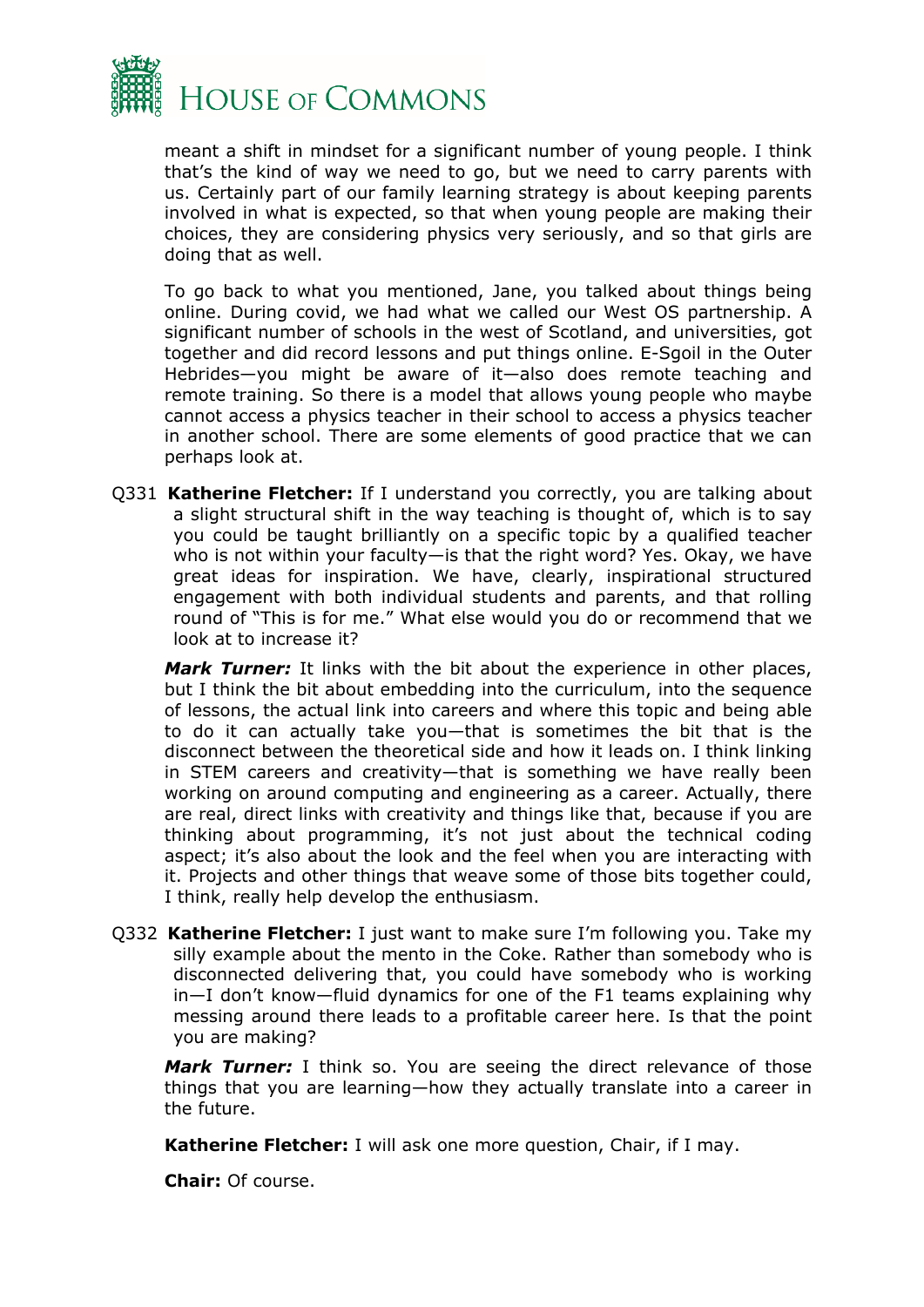meant a shift in mindset for a significant number of young people. I think that's the kind of way we need to go, but we need to carry parents with us. Certainly part of our family learning strategy is about keeping parents involved in what is expected, so that when young people are making their choices, they are considering physics very seriously, and so that girls are doing that as well.

To go back to what you mentioned, Jane, you talked about things being online. During covid, we had what we called our West OS partnership. A significant number of schools in the west of Scotland, and universities, got together and did record lessons and put things online. E-Sgoil in the Outer Hebrides—you might be aware of it—also does remote teaching and remote training. So there is a model that allows young people who maybe cannot access a physics teacher in their school to access a physics teacher in another school. There are some elements of good practice that we can perhaps look at.

Q331 **Katherine Fletcher:** If I understand you correctly, you are talking about a slight structural shift in the way teaching is thought of, which is to say you could be taught brilliantly on a specific topic by a qualified teacher who is not within your faculty—is that the right word? Yes. Okay, we have great ideas for inspiration. We have, clearly, inspirational structured engagement with both individual students and parents, and that rolling round of "This is for me." What else would you do or recommend that we look at to increase it?

***Mark Turner:*** It links with the bit about the experience in other places, but I think the bit about embedding into the curriculum, into the sequence of lessons, the actual link into careers and where this topic and being able to do it can actually take you—that is sometimes the bit that is the disconnect between the theoretical side and how it leads on. I think linking in STEM careers and creativity—that is something we have really been working on around computing and engineering as a career. Actually, there are real, direct links with creativity and things like that, because if you are thinking about programming, it's not just about the technical coding aspect; it's also about the look and the feel when you are interacting with it. Projects and other things that weave some of those bits together could, I think, really help develop the enthusiasm.

Q332 **Katherine Fletcher:** I just want to make sure I'm following you. Take my silly example about the mento in the Coke. Rather than somebody who is disconnected delivering that, you could have somebody who is working in—I don't know—fluid dynamics for one of the F1 teams explaining why messing around there leads to a profitable career here. Is that the point you are making?

***Mark Turner:*** I think so. You are seeing the direct relevance of those things that you are learning—how they actually translate into a career in the future.

**Katherine Fletcher:** I will ask one more question, Chair, if I may.

**Chair:** Of course.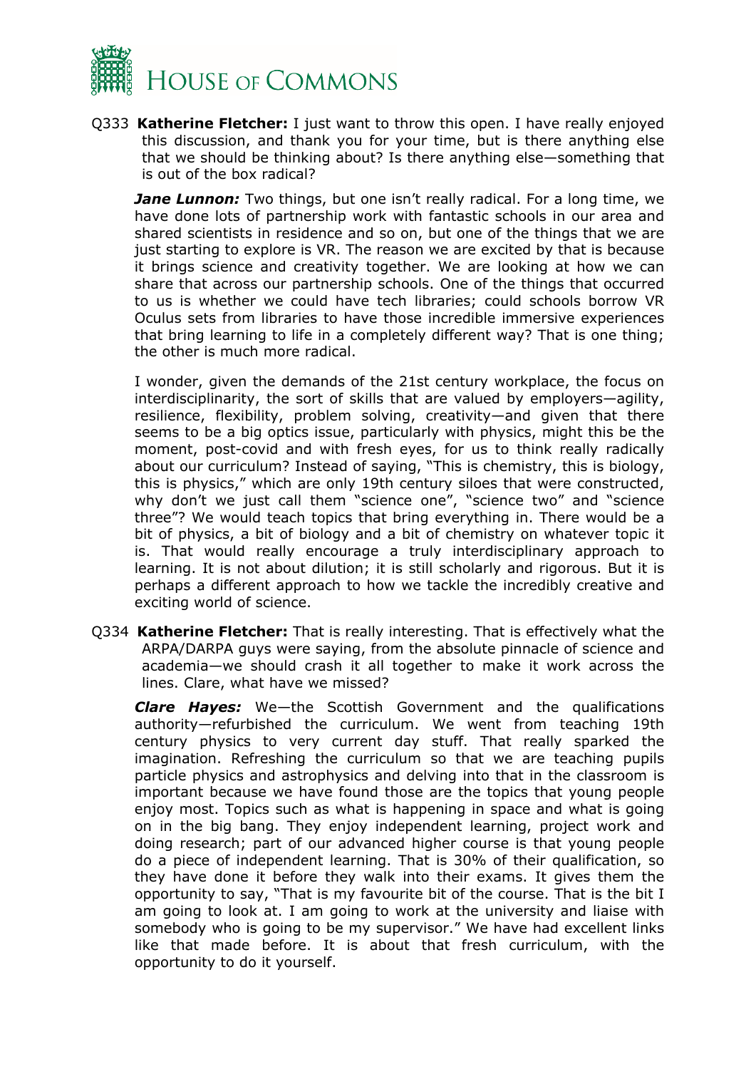Q333 **Katherine Fletcher:** I just want to throw this open. I have really enjoyed this discussion, and thank you for your time, but is there anything else that we should be thinking about? Is there anything else—something that is out of the box radical?

***Jane Lunnon:*** Two things, but one isn't really radical. For a long time, we have done lots of partnership work with fantastic schools in our area and shared scientists in residence and so on, but one of the things that we are just starting to explore is VR. The reason we are excited by that is because it brings science and creativity together. We are looking at how we can share that across our partnership schools. One of the things that occurred to us is whether we could have tech libraries; could schools borrow VR Oculus sets from libraries to have those incredible immersive experiences that bring learning to life in a completely different way? That is one thing; the other is much more radical.

I wonder, given the demands of the 21st century workplace, the focus on interdisciplinarity, the sort of skills that are valued by employers—agility, resilience, flexibility, problem solving, creativity—and given that there seems to be a big optics issue, particularly with physics, might this be the moment, post-covid and with fresh eyes, for us to think really radically about our curriculum? Instead of saying, "This is chemistry, this is biology, this is physics," which are only 19th century siloes that were constructed, why don't we just call them "science one", "science two" and "science three"? We would teach topics that bring everything in. There would be a bit of physics, a bit of biology and a bit of chemistry on whatever topic it is. That would really encourage a truly interdisciplinary approach to learning. It is not about dilution; it is still scholarly and rigorous. But it is perhaps a different approach to how we tackle the incredibly creative and exciting world of science.

Q334 **Katherine Fletcher:** That is really interesting. That is effectively what the ARPA/DARPA guys were saying, from the absolute pinnacle of science and academia—we should crash it all together to make it work across the lines. Clare, what have we missed?

***Clare Hayes:*** We—the Scottish Government and the qualifications authority—refurbished the curriculum. We went from teaching 19th century physics to very current day stuff. That really sparked the imagination. Refreshing the curriculum so that we are teaching pupils particle physics and astrophysics and delving into that in the classroom is important because we have found those are the topics that young people enjoy most. Topics such as what is happening in space and what is going on in the big bang. They enjoy independent learning, project work and doing research; part of our advanced higher course is that young people do a piece of independent learning. That is 30% of their qualification, so they have done it before they walk into their exams. It gives them the opportunity to say, "That is my favourite bit of the course. That is the bit I am going to look at. I am going to work at the university and liaise with somebody who is going to be my supervisor." We have had excellent links like that made before. It is about that fresh curriculum, with the opportunity to do it yourself.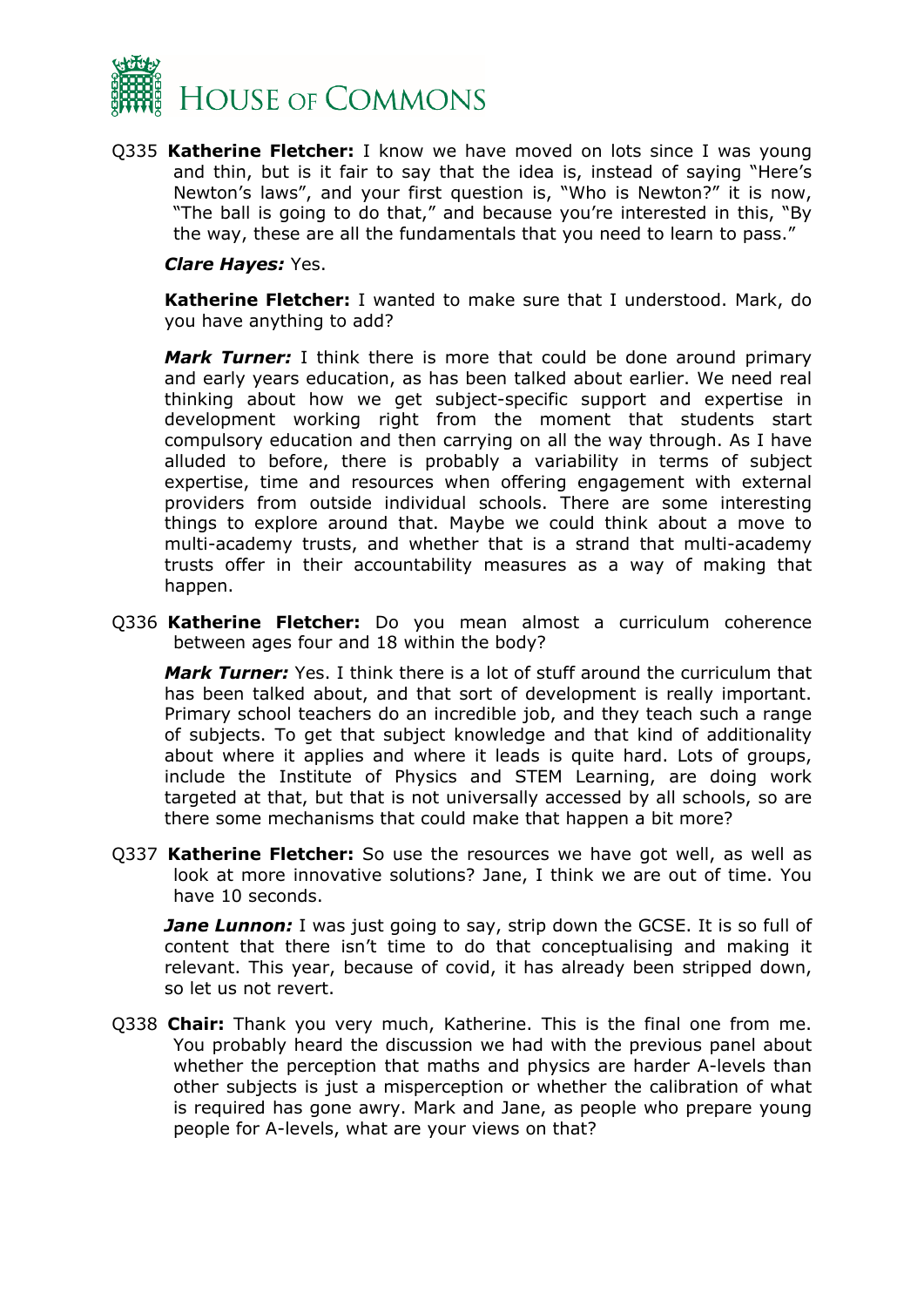Q335 **Katherine Fletcher:** I know we have moved on lots since I was young and thin, but is it fair to say that the idea is, instead of saying "Here's Newton's laws", and your first question is, "Who is Newton?" it is now, "The ball is going to do that," and because you're interested in this, "By the way, these are all the fundamentals that you need to learn to pass."

***Clare Hayes:*** Yes.

**Katherine Fletcher:** I wanted to make sure that I understood. Mark, do you have anything to add?

***Mark Turner:*** I think there is more that could be done around primary and early years education, as has been talked about earlier. We need real thinking about how we get subject-specific support and expertise in development working right from the moment that students start compulsory education and then carrying on all the way through. As I have alluded to before, there is probably a variability in terms of subject expertise, time and resources when offering engagement with external providers from outside individual schools. There are some interesting things to explore around that. Maybe we could think about a move to multi-academy trusts, and whether that is a strand that multi-academy trusts offer in their accountability measures as a way of making that happen.

Q336 **Katherine Fletcher:** Do you mean almost a curriculum coherence between ages four and 18 within the body?

***Mark Turner:*** Yes. I think there is a lot of stuff around the curriculum that has been talked about, and that sort of development is really important. Primary school teachers do an incredible job, and they teach such a range of subjects. To get that subject knowledge and that kind of additionality about where it applies and where it leads is quite hard. Lots of groups, include the Institute of Physics and STEM Learning, are doing work targeted at that, but that is not universally accessed by all schools, so are there some mechanisms that could make that happen a bit more?

Q337 **Katherine Fletcher:** So use the resources we have got well, as well as look at more innovative solutions? Jane, I think we are out of time. You have 10 seconds.

***Jane Lunnon:*** I was just going to say, strip down the GCSE. It is so full of content that there isn't time to do that conceptualising and making it relevant. This year, because of covid, it has already been stripped down, so let us not revert.

Q338 **Chair:** Thank you very much, Katherine. This is the final one from me. You probably heard the discussion we had with the previous panel about whether the perception that maths and physics are harder A-levels than other subjects is just a misperception or whether the calibration of what is required has gone awry. Mark and Jane, as people who prepare young people for A-levels, what are your views on that?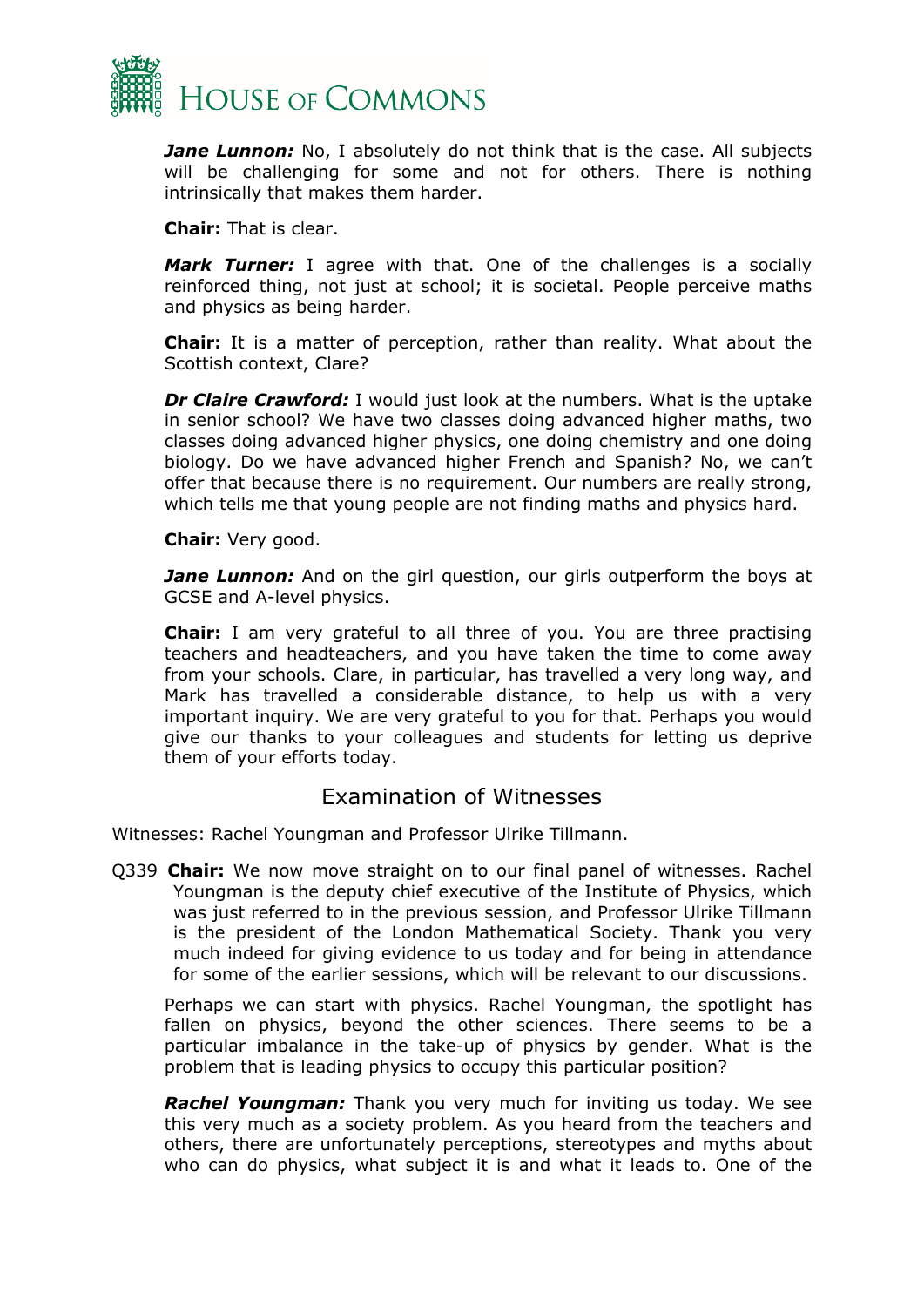***Jane Lunnon:*** No, I absolutely do not think that is the case. All subjects will be challenging for some and not for others. There is nothing intrinsically that makes them harder.

**Chair:** That is clear.

***Mark Turner:*** I agree with that. One of the challenges is a socially reinforced thing, not just at school; it is societal. People perceive maths and physics as being harder.

**Chair:** It is a matter of perception, rather than reality. What about the Scottish context, Clare?

***Dr Claire Crawford:*** I would just look at the numbers. What is the uptake in senior school? We have two classes doing advanced higher maths, two classes doing advanced higher physics, one doing chemistry and one doing biology. Do we have advanced higher French and Spanish? No, we can't offer that because there is no requirement. Our numbers are really strong, which tells me that young people are not finding maths and physics hard.

**Chair:** Very good.

***Jane Lunnon:*** And on the girl question, our girls outperform the boys at GCSE and A-level physics.

**Chair:** I am very grateful to all three of you. You are three practising teachers and headteachers, and you have taken the time to come away from your schools. Clare, in particular, has travelled a very long way, and Mark has travelled a considerable distance, to help us with a very important inquiry. We are very grateful to you for that. Perhaps you would give our thanks to your colleagues and students for letting us deprive them of your efforts today.

## Examination of Witnesses

Witnesses: Rachel Youngman and Professor Ulrike Tillmann.

Q339 **Chair:** We now move straight on to our final panel of witnesses. Rachel Youngman is the deputy chief executive of the Institute of Physics, which was just referred to in the previous session, and Professor Ulrike Tillmann is the president of the London Mathematical Society. Thank you very much indeed for giving evidence to us today and for being in attendance for some of the earlier sessions, which will be relevant to our discussions.

Perhaps we can start with physics. Rachel Youngman, the spotlight has fallen on physics, beyond the other sciences. There seems to be a particular imbalance in the take-up of physics by gender. What is the problem that is leading physics to occupy this particular position?

***Rachel Youngman:*** Thank you very much for inviting us today. We see this very much as a society problem. As you heard from the teachers and others, there are unfortunately perceptions, stereotypes and myths about who can do physics, what subject it is and what it leads to. One of the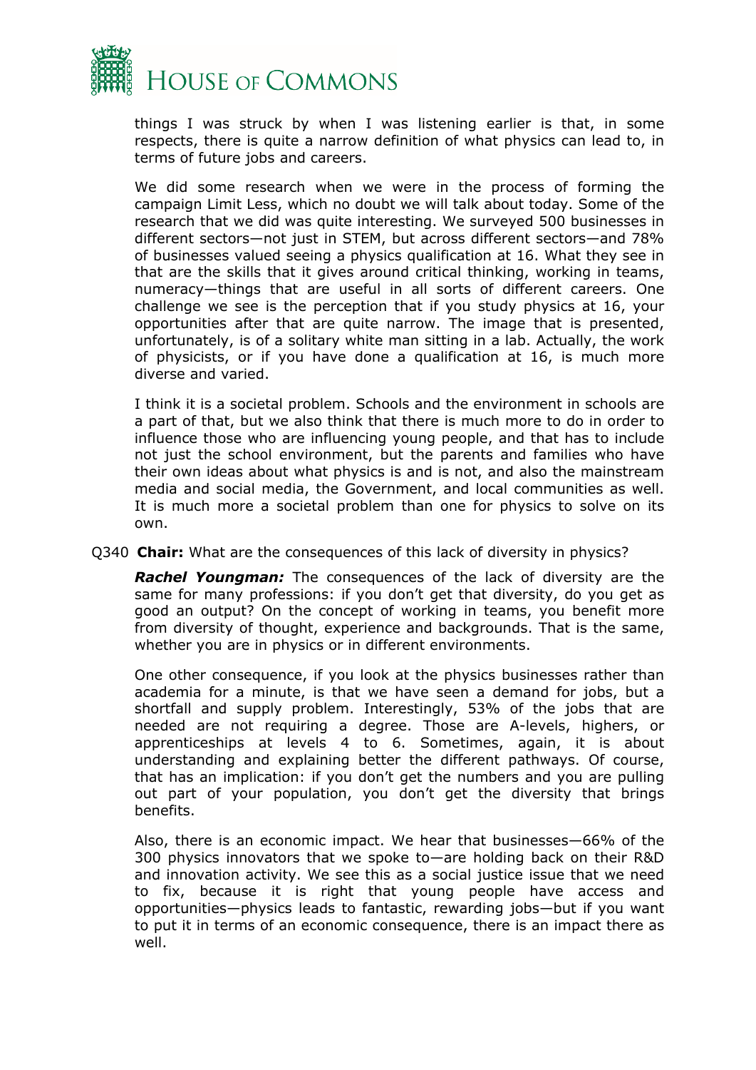things I was struck by when I was listening earlier is that, in some respects, there is quite a narrow definition of what physics can lead to, in terms of future jobs and careers.

We did some research when we were in the process of forming the campaign Limit Less, which no doubt we will talk about today. Some of the research that we did was quite interesting. We surveyed 500 businesses in different sectors—not just in STEM, but across different sectors—and 78% of businesses valued seeing a physics qualification at 16. What they see in that are the skills that it gives around critical thinking, working in teams, numeracy—things that are useful in all sorts of different careers. One challenge we see is the perception that if you study physics at 16, your opportunities after that are quite narrow. The image that is presented, unfortunately, is of a solitary white man sitting in a lab. Actually, the work of physicists, or if you have done a qualification at 16, is much more diverse and varied.

I think it is a societal problem. Schools and the environment in schools are a part of that, but we also think that there is much more to do in order to influence those who are influencing young people, and that has to include not just the school environment, but the parents and families who have their own ideas about what physics is and is not, and also the mainstream media and social media, the Government, and local communities as well. It is much more a societal problem than one for physics to solve on its own.

Q340 **Chair:** What are the consequences of this lack of diversity in physics?

***Rachel Youngman:*** The consequences of the lack of diversity are the same for many professions: if you don't get that diversity, do you get as good an output? On the concept of working in teams, you benefit more from diversity of thought, experience and backgrounds. That is the same, whether you are in physics or in different environments.

One other consequence, if you look at the physics businesses rather than academia for a minute, is that we have seen a demand for jobs, but a shortfall and supply problem. Interestingly, 53% of the jobs that are needed are not requiring a degree. Those are A-levels, highers, or apprenticeships at levels 4 to 6. Sometimes, again, it is about understanding and explaining better the different pathways. Of course, that has an implication: if you don't get the numbers and you are pulling out part of your population, you don't get the diversity that brings benefits.

Also, there is an economic impact. We hear that businesses—66% of the 300 physics innovators that we spoke to—are holding back on their R&D and innovation activity. We see this as a social justice issue that we need to fix, because it is right that young people have access and opportunities—physics leads to fantastic, rewarding jobs—but if you want to put it in terms of an economic consequence, there is an impact there as well.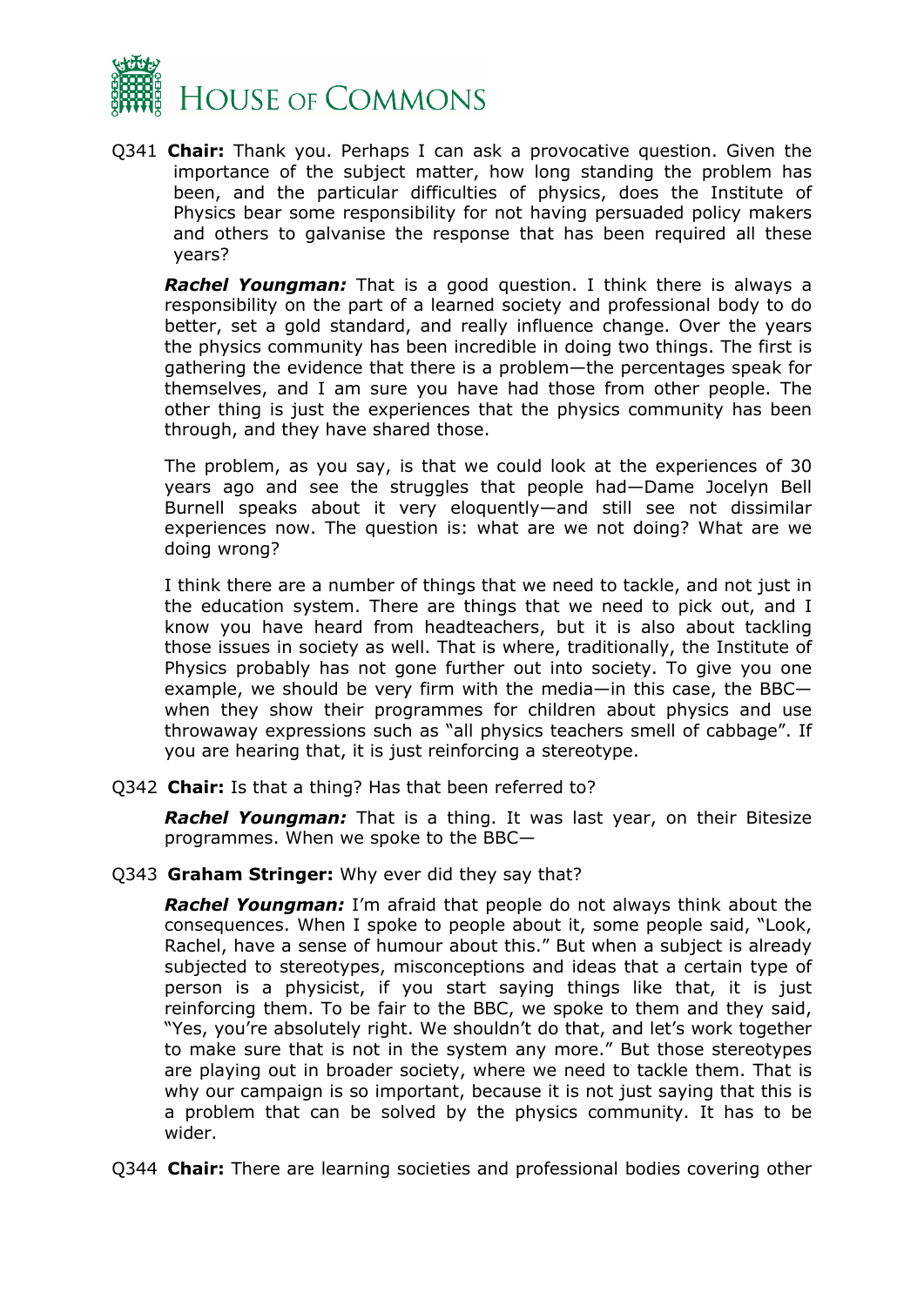Q341 **Chair:** Thank you. Perhaps I can ask a provocative question. Given the importance of the subject matter, how long standing the problem has been, and the particular difficulties of physics, does the Institute of Physics bear some responsibility for not having persuaded policy makers and others to galvanise the response that has been required all these years?

***Rachel Youngman:*** That is a good question. I think there is always a responsibility on the part of a learned society and professional body to do better, set a gold standard, and really influence change. Over the years the physics community has been incredible in doing two things. The first is gathering the evidence that there is a problem—the percentages speak for themselves, and I am sure you have had those from other people. The other thing is just the experiences that the physics community has been through, and they have shared those.

The problem, as you say, is that we could look at the experiences of 30 years ago and see the struggles that people had—Dame Jocelyn Bell Burnell speaks about it very eloquently—and still see not dissimilar experiences now. The question is: what are we not doing? What are we doing wrong?

I think there are a number of things that we need to tackle, and not just in the education system. There are things that we need to pick out, and I know you have heard from headteachers, but it is also about tackling those issues in society as well. That is where, traditionally, the Institute of Physics probably has not gone further out into society. To give you one example, we should be very firm with the media—in this case, the BBC—when they show their programmes for children about physics and use throwaway expressions such as "all physics teachers smell of cabbage". If you are hearing that, it is just reinforcing a stereotype.

Q342 **Chair:** Is that a thing? Has that been referred to?

***Rachel Youngman:*** That is a thing. It was last year, on their Bitesize programmes. When we spoke to the BBC—

Q343 **Graham Stringer:** Why ever did they say that?

***Rachel Youngman:*** I'm afraid that people do not always think about the consequences. When I spoke to people about it, some people said, "Look, Rachel, have a sense of humour about this." But when a subject is already subjected to stereotypes, misconceptions and ideas that a certain type of person is a physicist, if you start saying things like that, it is just reinforcing them. To be fair to the BBC, we spoke to them and they said, "Yes, you're absolutely right. We shouldn't do that, and let's work together to make sure that is not in the system any more." But those stereotypes are playing out in broader society, where we need to tackle them. That is why our campaign is so important, because it is not just saying that this is a problem that can be solved by the physics community. It has to be wider.

Q344 **Chair:** There are learning societies and professional bodies covering other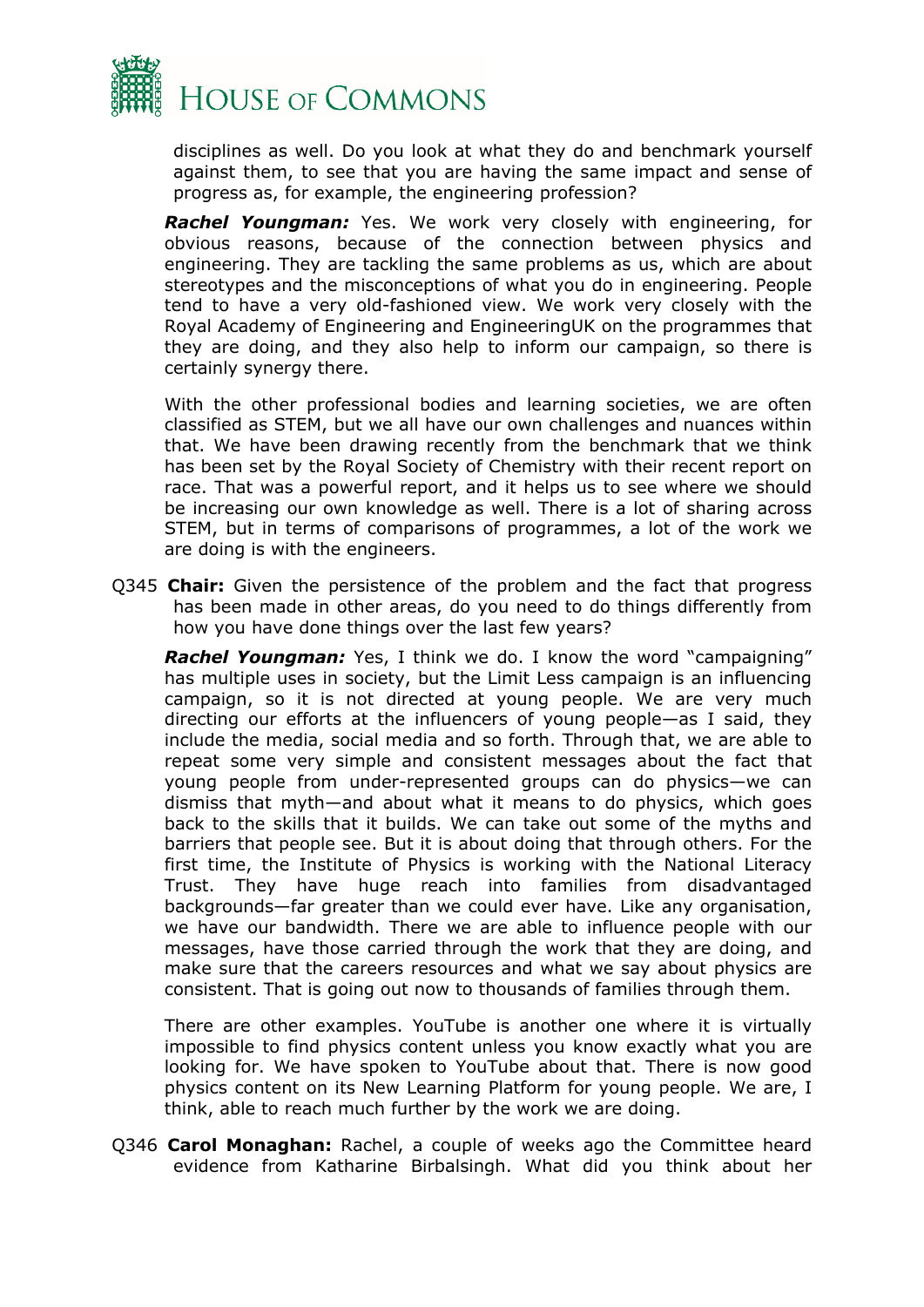disciplines as well. Do you look at what they do and benchmark yourself against them, to see that you are having the same impact and sense of progress as, for example, the engineering profession?

***Rachel Youngman:*** Yes. We work very closely with engineering, for obvious reasons, because of the connection between physics and engineering. They are tackling the same problems as us, which are about stereotypes and the misconceptions of what you do in engineering. People tend to have a very old-fashioned view. We work very closely with the Royal Academy of Engineering and EngineeringUK on the programmes that they are doing, and they also help to inform our campaign, so there is certainly synergy there.

With the other professional bodies and learning societies, we are often classified as STEM, but we all have our own challenges and nuances within that. We have been drawing recently from the benchmark that we think has been set by the Royal Society of Chemistry with their recent report on race. That was a powerful report, and it helps us to see where we should be increasing our own knowledge as well. There is a lot of sharing across STEM, but in terms of comparisons of programmes, a lot of the work we are doing is with the engineers.

Q345 **Chair:** Given the persistence of the problem and the fact that progress has been made in other areas, do you need to do things differently from how you have done things over the last few years?

***Rachel Youngman:*** Yes, I think we do. I know the word "campaigning" has multiple uses in society, but the Limit Less campaign is an influencing campaign, so it is not directed at young people. We are very much directing our efforts at the influencers of young people—as I said, they include the media, social media and so forth. Through that, we are able to repeat some very simple and consistent messages about the fact that young people from under-represented groups can do physics—we can dismiss that myth—and about what it means to do physics, which goes back to the skills that it builds. We can take out some of the myths and barriers that people see. But it is about doing that through others. For the first time, the Institute of Physics is working with the National Literacy Trust. They have huge reach into families from disadvantaged backgrounds—far greater than we could ever have. Like any organisation, we have our bandwidth. There we are able to influence people with our messages, have those carried through the work that they are doing, and make sure that the careers resources and what we say about physics are consistent. That is going out now to thousands of families through them.

There are other examples. YouTube is another one where it is virtually impossible to find physics content unless you know exactly what you are looking for. We have spoken to YouTube about that. There is now good physics content on its New Learning Platform for young people. We are, I think, able to reach much further by the work we are doing.

Q346 **Carol Monaghan:** Rachel, a couple of weeks ago the Committee heard evidence from Katharine Birbalsingh. What did you think about her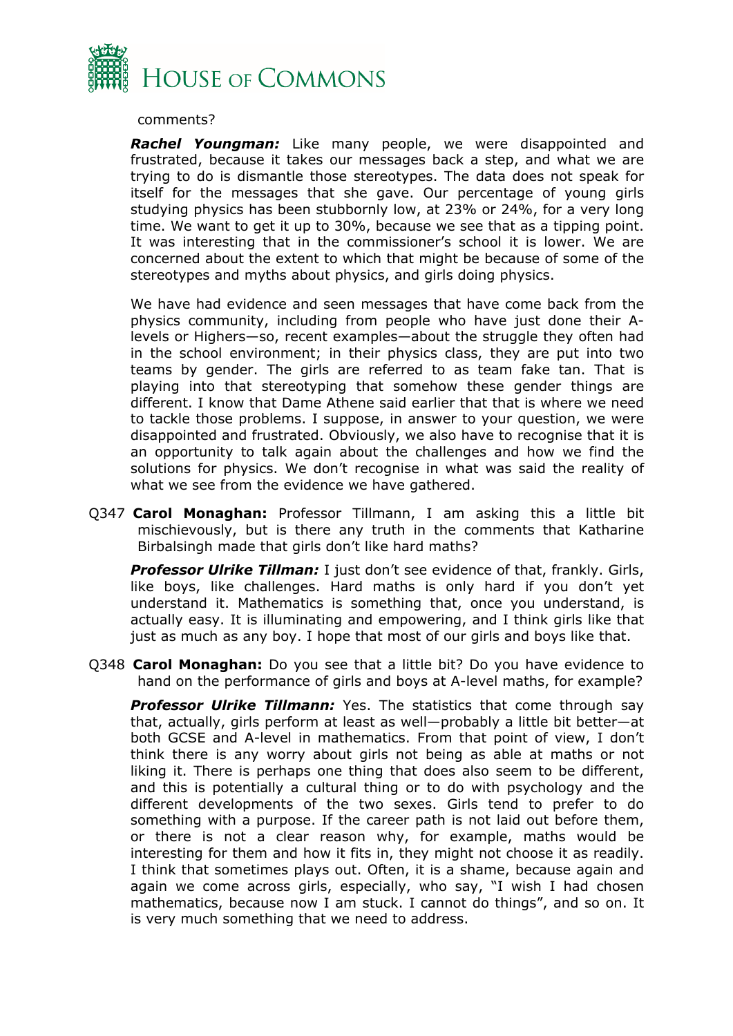comments?

***Rachel Youngman:*** Like many people, we were disappointed and frustrated, because it takes our messages back a step, and what we are trying to do is dismantle those stereotypes. The data does not speak for itself for the messages that she gave. Our percentage of young girls studying physics has been stubbornly low, at 23% or 24%, for a very long time. We want to get it up to 30%, because we see that as a tipping point. It was interesting that in the commissioner's school it is lower. We are concerned about the extent to which that might be because of some of the stereotypes and myths about physics, and girls doing physics.

We have had evidence and seen messages that have come back from the physics community, including from people who have just done their A-levels or Highers—so, recent examples—about the struggle they often had in the school environment; in their physics class, they are put into two teams by gender. The girls are referred to as team fake tan. That is playing into that stereotyping that somehow these gender things are different. I know that Dame Athene said earlier that that is where we need to tackle those problems. I suppose, in answer to your question, we were disappointed and frustrated. Obviously, we also have to recognise that it is an opportunity to talk again about the challenges and how we find the solutions for physics. We don't recognise in what was said the reality of what we see from the evidence we have gathered.

Q347 **Carol Monaghan:** Professor Tillmann, I am asking this a little bit mischievously, but is there any truth in the comments that Katharine Birbalsingh made that girls don't like hard maths?

***Professor Ulrike Tillman:*** I just don't see evidence of that, frankly. Girls, like boys, like challenges. Hard maths is only hard if you don't yet understand it. Mathematics is something that, once you understand, is actually easy. It is illuminating and empowering, and I think girls like that just as much as any boy. I hope that most of our girls and boys like that.

Q348 **Carol Monaghan:** Do you see that a little bit? Do you have evidence to hand on the performance of girls and boys at A-level maths, for example?

***Professor Ulrike Tillmann:*** Yes. The statistics that come through say that, actually, girls perform at least as well—probably a little bit better—at both GCSE and A-level in mathematics. From that point of view, I don't think there is any worry about girls not being as able at maths or not liking it. There is perhaps one thing that does also seem to be different, and this is potentially a cultural thing or to do with psychology and the different developments of the two sexes. Girls tend to prefer to do something with a purpose. If the career path is not laid out before them, or there is not a clear reason why, for example, maths would be interesting for them and how it fits in, they might not choose it as readily. I think that sometimes plays out. Often, it is a shame, because again and again we come across girls, especially, who say, "I wish I had chosen mathematics, because now I am stuck. I cannot do things", and so on. It is very much something that we need to address.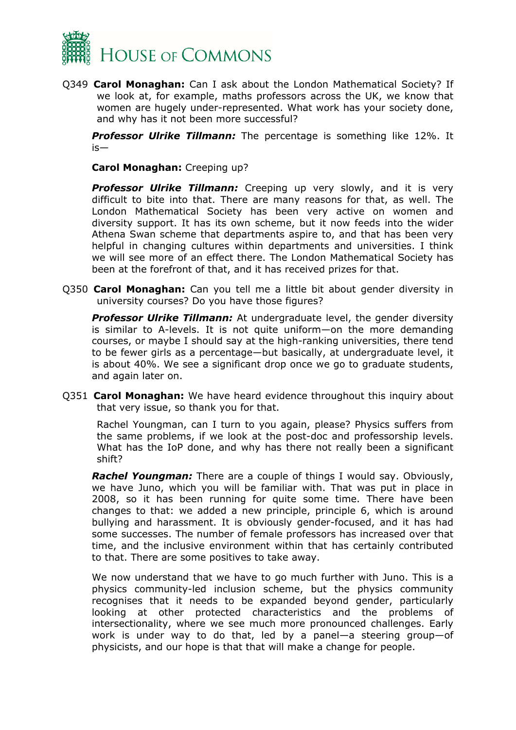Q349 **Carol Monaghan:** Can I ask about the London Mathematical Society? If we look at, for example, maths professors across the UK, we know that women are hugely under-represented. What work has your society done, and why has it not been more successful?

***Professor Ulrike Tillmann:*** The percentage is something like 12%. It is—

**Carol Monaghan:** Creeping up?

***Professor Ulrike Tillmann:*** Creeping up very slowly, and it is very difficult to bite into that. There are many reasons for that, as well. The London Mathematical Society has been very active on women and diversity support. It has its own scheme, but it now feeds into the wider Athena Swan scheme that departments aspire to, and that has been very helpful in changing cultures within departments and universities. I think we will see more of an effect there. The London Mathematical Society has been at the forefront of that, and it has received prizes for that.

Q350 **Carol Monaghan:** Can you tell me a little bit about gender diversity in university courses? Do you have those figures?

***Professor Ulrike Tillmann:*** At undergraduate level, the gender diversity is similar to A-levels. It is not quite uniform—on the more demanding courses, or maybe I should say at the high-ranking universities, there tend to be fewer girls as a percentage—but basically, at undergraduate level, it is about 40%. We see a significant drop once we go to graduate students, and again later on.

Q351 **Carol Monaghan:** We have heard evidence throughout this inquiry about that very issue, so thank you for that.

Rachel Youngman, can I turn to you again, please? Physics suffers from the same problems, if we look at the post-doc and professorship levels. What has the IoP done, and why has there not really been a significant shift?

***Rachel Youngman:*** There are a couple of things I would say. Obviously, we have Juno, which you will be familiar with. That was put in place in 2008, so it has been running for quite some time. There have been changes to that: we added a new principle, principle 6, which is around bullying and harassment. It is obviously gender-focused, and it has had some successes. The number of female professors has increased over that time, and the inclusive environment within that has certainly contributed to that. There are some positives to take away.

We now understand that we have to go much further with Juno. This is a physics community-led inclusion scheme, but the physics community recognises that it needs to be expanded beyond gender, particularly looking at other protected characteristics and the problems of intersectionality, where we see much more pronounced challenges. Early work is under way to do that, led by a panel—a steering group—of physicists, and our hope is that that will make a change for people.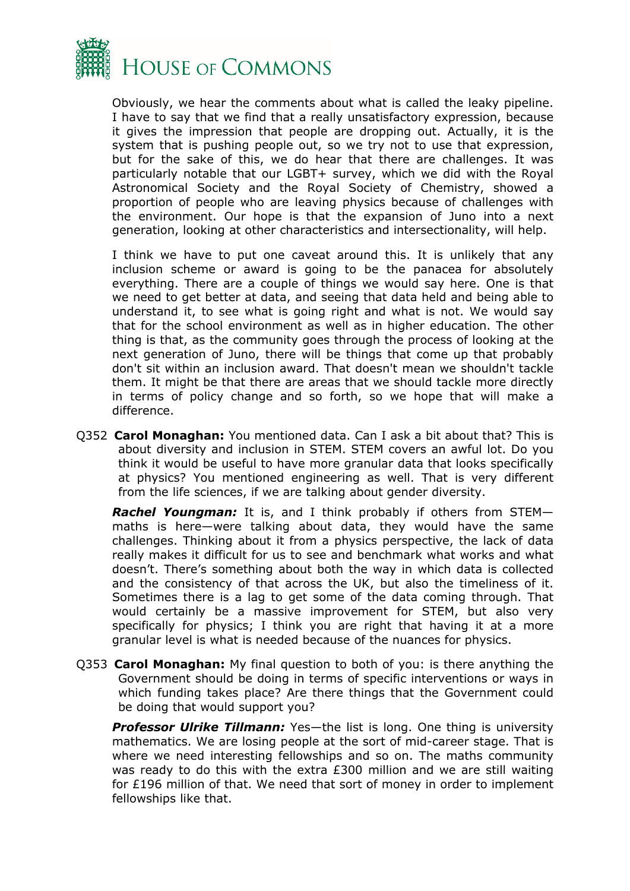Obviously, we hear the comments about what is called the leaky pipeline. I have to say that we find that a really unsatisfactory expression, because it gives the impression that people are dropping out. Actually, it is the system that is pushing people out, so we try not to use that expression, but for the sake of this, we do hear that there are challenges. It was particularly notable that our LGBT+ survey, which we did with the Royal Astronomical Society and the Royal Society of Chemistry, showed a proportion of people who are leaving physics because of challenges with the environment. Our hope is that the expansion of Juno into a next generation, looking at other characteristics and intersectionality, will help.

I think we have to put one caveat around this. It is unlikely that any inclusion scheme or award is going to be the panacea for absolutely everything. There are a couple of things we would say here. One is that we need to get better at data, and seeing that data held and being able to understand it, to see what is going right and what is not. We would say that for the school environment as well as in higher education. The other thing is that, as the community goes through the process of looking at the next generation of Juno, there will be things that come up that probably don't sit within an inclusion award. That doesn't mean we shouldn't tackle them. It might be that there are areas that we should tackle more directly in terms of policy change and so forth, so we hope that will make a difference.

Q352 **Carol Monaghan:** You mentioned data. Can I ask a bit about that? This is about diversity and inclusion in STEM. STEM covers an awful lot. Do you think it would be useful to have more granular data that looks specifically at physics? You mentioned engineering as well. That is very different from the life sciences, if we are talking about gender diversity.

***Rachel Youngman:*** It is, and I think probably if others from STEM—maths is here—were talking about data, they would have the same challenges. Thinking about it from a physics perspective, the lack of data really makes it difficult for us to see and benchmark what works and what doesn't. There's something about both the way in which data is collected and the consistency of that across the UK, but also the timeliness of it. Sometimes there is a lag to get some of the data coming through. That would certainly be a massive improvement for STEM, but also very specifically for physics; I think you are right that having it at a more granular level is what is needed because of the nuances for physics.

Q353 **Carol Monaghan:** My final question to both of you: is there anything the Government should be doing in terms of specific interventions or ways in which funding takes place? Are there things that the Government could be doing that would support you?

***Professor Ulrike Tillmann:*** Yes—the list is long. One thing is university mathematics. We are losing people at the sort of mid-career stage. That is where we need interesting fellowships and so on. The maths community was ready to do this with the extra £300 million and we are still waiting for £196 million of that. We need that sort of money in order to implement fellowships like that.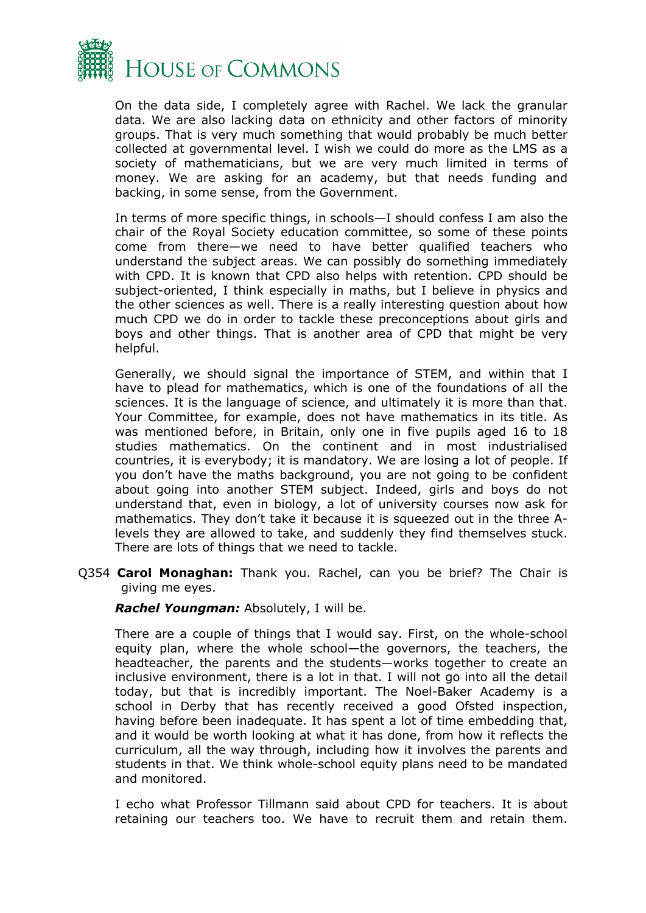On the data side, I completely agree with Rachel. We lack the granular data. We are also lacking data on ethnicity and other factors of minority groups. That is very much something that would probably be much better collected at governmental level. I wish we could do more as the LMS as a society of mathematicians, but we are very much limited in terms of money. We are asking for an academy, but that needs funding and backing, in some sense, from the Government.

In terms of more specific things, in schools—I should confess I am also the chair of the Royal Society education committee, so some of these points come from there—we need to have better qualified teachers who understand the subject areas. We can possibly do something immediately with CPD. It is known that CPD also helps with retention. CPD should be subject-oriented, I think especially in maths, but I believe in physics and the other sciences as well. There is a really interesting question about how much CPD we do in order to tackle these preconceptions about girls and boys and other things. That is another area of CPD that might be very helpful.

Generally, we should signal the importance of STEM, and within that I have to plead for mathematics, which is one of the foundations of all the sciences. It is the language of science, and ultimately it is more than that. Your Committee, for example, does not have mathematics in its title. As was mentioned before, in Britain, only one in five pupils aged 16 to 18 studies mathematics. On the continent and in most industrialised countries, it is everybody; it is mandatory. We are losing a lot of people. If you don't have the maths background, you are not going to be confident about going into another STEM subject. Indeed, girls and boys do not understand that, even in biology, a lot of university courses now ask for mathematics. They don't take it because it is squeezed out in the three A-levels they are allowed to take, and suddenly they find themselves stuck. There are lots of things that we need to tackle.

Q354 **Carol Monaghan:** Thank you. Rachel, can you be brief? The Chair is giving me eyes.

***Rachel Youngman:*** Absolutely, I will be.

There are a couple of things that I would say. First, on the whole-school equity plan, where the whole school—the governors, the teachers, the headteacher, the parents and the students—works together to create an inclusive environment, there is a lot in that. I will not go into all the detail today, but that is incredibly important. The Noel-Baker Academy is a school in Derby that has recently received a good Ofsted inspection, having before been inadequate. It has spent a lot of time embedding that, and it would be worth looking at what it has done, from how it reflects the curriculum, all the way through, including how it involves the parents and students in that. We think whole-school equity plans need to be mandated and monitored.

I echo what Professor Tillmann said about CPD for teachers. It is about retaining our teachers too. We have to recruit them and retain them.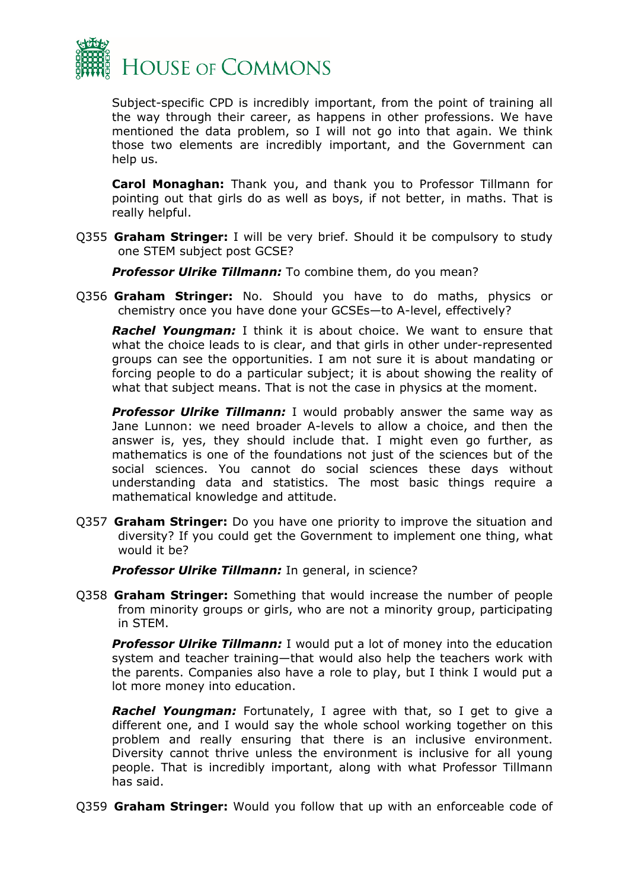Subject-specific CPD is incredibly important, from the point of training all the way through their career, as happens in other professions. We have mentioned the data problem, so I will not go into that again. We think those two elements are incredibly important, and the Government can help us.

**Carol Monaghan:** Thank you, and thank you to Professor Tillmann for pointing out that girls do as well as boys, if not better, in maths. That is really helpful.

Q355 **Graham Stringer:** I will be very brief. Should it be compulsory to study one STEM subject post GCSE?

***Professor Ulrike Tillmann:*** To combine them, do you mean?

Q356 **Graham Stringer:** No. Should you have to do maths, physics or chemistry once you have done your GCSEs—to A-level, effectively?

***Rachel Youngman:*** I think it is about choice. We want to ensure that what the choice leads to is clear, and that girls in other under-represented groups can see the opportunities. I am not sure it is about mandating or forcing people to do a particular subject; it is about showing the reality of what that subject means. That is not the case in physics at the moment.

***Professor Ulrike Tillmann:*** I would probably answer the same way as Jane Lunnon: we need broader A-levels to allow a choice, and then the answer is, yes, they should include that. I might even go further, as mathematics is one of the foundations not just of the sciences but of the social sciences. You cannot do social sciences these days without understanding data and statistics. The most basic things require a mathematical knowledge and attitude.

Q357 **Graham Stringer:** Do you have one priority to improve the situation and diversity? If you could get the Government to implement one thing, what would it be?

***Professor Ulrike Tillmann:*** In general, in science?

Q358 **Graham Stringer:** Something that would increase the number of people from minority groups or girls, who are not a minority group, participating in STEM.

***Professor Ulrike Tillmann:*** I would put a lot of money into the education system and teacher training—that would also help the teachers work with the parents. Companies also have a role to play, but I think I would put a lot more money into education.

***Rachel Youngman:*** Fortunately, I agree with that, so I get to give a different one, and I would say the whole school working together on this problem and really ensuring that there is an inclusive environment. Diversity cannot thrive unless the environment is inclusive for all young people. That is incredibly important, along with what Professor Tillmann has said.

Q359 **Graham Stringer:** Would you follow that up with an enforceable code of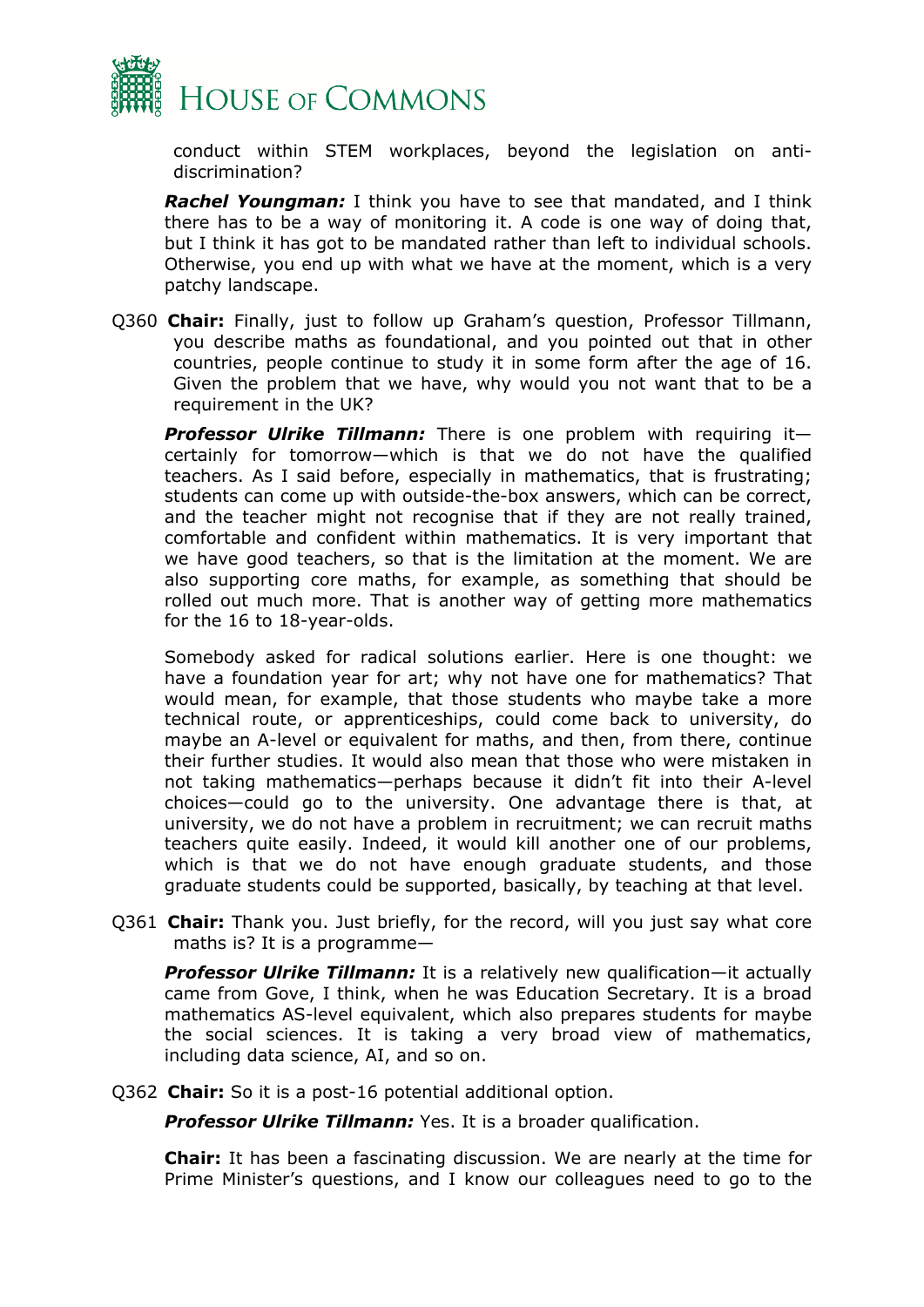conduct within STEM workplaces, beyond the legislation on anti-discrimination?

***Rachel Youngman:*** I think you have to see that mandated, and I think there has to be a way of monitoring it. A code is one way of doing that, but I think it has got to be mandated rather than left to individual schools. Otherwise, you end up with what we have at the moment, which is a very patchy landscape.

Q360 **Chair:** Finally, just to follow up Graham's question, Professor Tillmann, you describe maths as foundational, and you pointed out that in other countries, people continue to study it in some form after the age of 16. Given the problem that we have, why would you not want that to be a requirement in the UK?

***Professor Ulrike Tillmann:*** There is one problem with requiring it—certainly for tomorrow—which is that we do not have the qualified teachers. As I said before, especially in mathematics, that is frustrating; students can come up with outside-the-box answers, which can be correct, and the teacher might not recognise that if they are not really trained, comfortable and confident within mathematics. It is very important that we have good teachers, so that is the limitation at the moment. We are also supporting core maths, for example, as something that should be rolled out much more. That is another way of getting more mathematics for the 16 to 18-year-olds.

Somebody asked for radical solutions earlier. Here is one thought: we have a foundation year for art; why not have one for mathematics? That would mean, for example, that those students who maybe take a more technical route, or apprenticeships, could come back to university, do maybe an A-level or equivalent for maths, and then, from there, continue their further studies. It would also mean that those who were mistaken in not taking mathematics—perhaps because it didn't fit into their A-level choices—could go to the university. One advantage there is that, at university, we do not have a problem in recruitment; we can recruit maths teachers quite easily. Indeed, it would kill another one of our problems, which is that we do not have enough graduate students, and those graduate students could be supported, basically, by teaching at that level.

Q361 **Chair:** Thank you. Just briefly, for the record, will you just say what core maths is? It is a programme—

***Professor Ulrike Tillmann:*** It is a relatively new qualification—it actually came from Gove, I think, when he was Education Secretary. It is a broad mathematics AS-level equivalent, which also prepares students for maybe the social sciences. It is taking a very broad view of mathematics, including data science, AI, and so on.

Q362 **Chair:** So it is a post-16 potential additional option.

***Professor Ulrike Tillmann:*** Yes. It is a broader qualification.

**Chair:** It has been a fascinating discussion. We are nearly at the time for Prime Minister's questions, and I know our colleagues need to go to the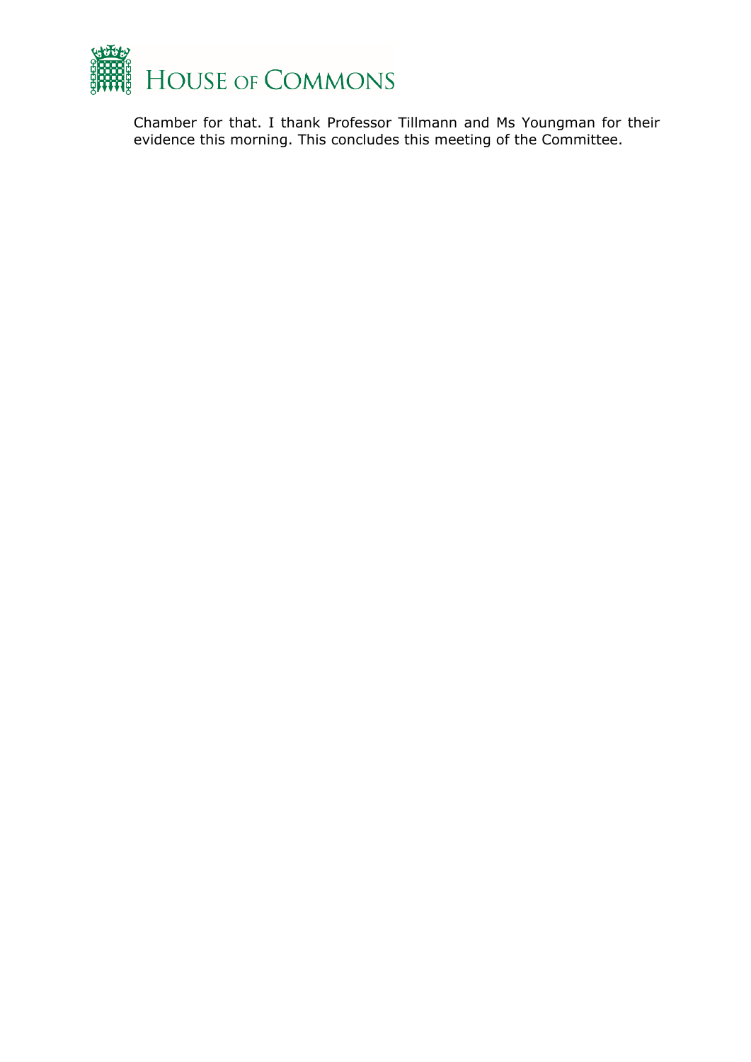Chamber for that. I thank Professor Tillmann and Ms Youngman for their evidence this morning. This concludes this meeting of the Committee.